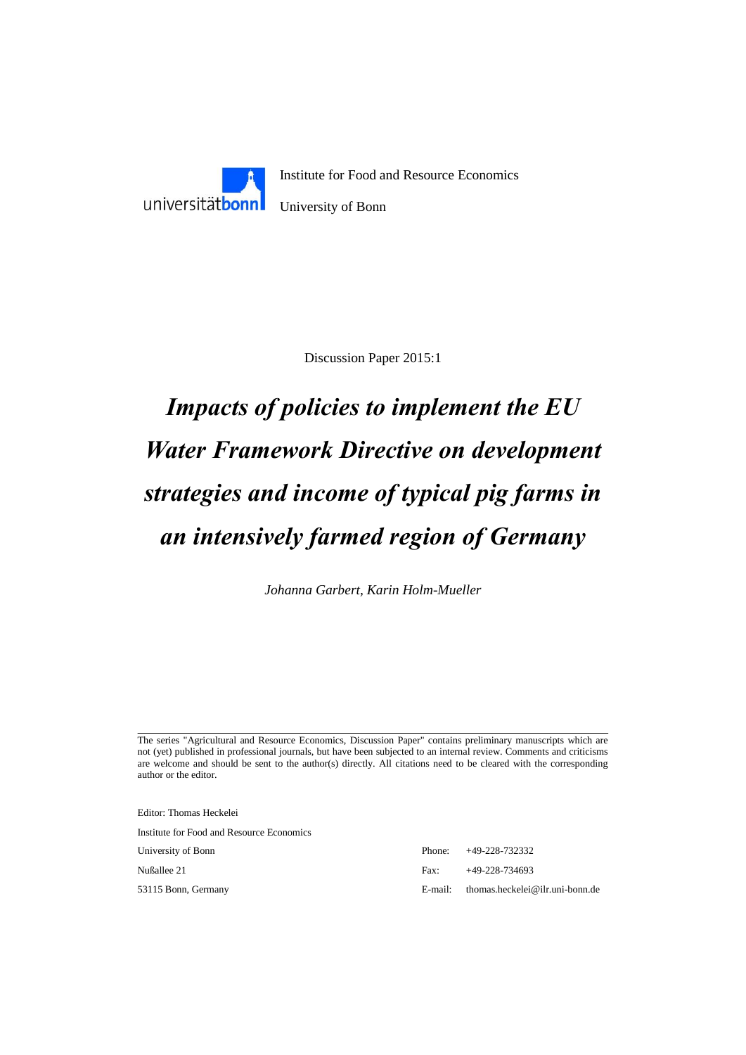universitätbonn

Institute for Food and Resource Economics

University of Bonn

Discussion Paper 2015:1

# *Impacts of policies to implement the EU Water Framework Directive on development strategies and income of typical pig farms in an intensively farmed region of Germany*

*Johanna Garbert, Karin Holm-Mueller*

---

The series "Agricultural and Resource Economics, Discussion Paper" contains preliminary manuscripts which are not (yet) published in professional journals, but have been subjected to an internal review. Comments and criticisms are welcome and should be sent to the author(s) directly. All citations need to be cleared with the corresponding author or the editor.

Editor: Thomas Heckelei

Institute for Food and Resource Economics

University of Bonn

Nußallee 21

53115 Bonn, Germany

Phone: +49-228-732332

Fax: +49-228-734693

E-mail: thomas.heckelei@ilr.uni-bonn.de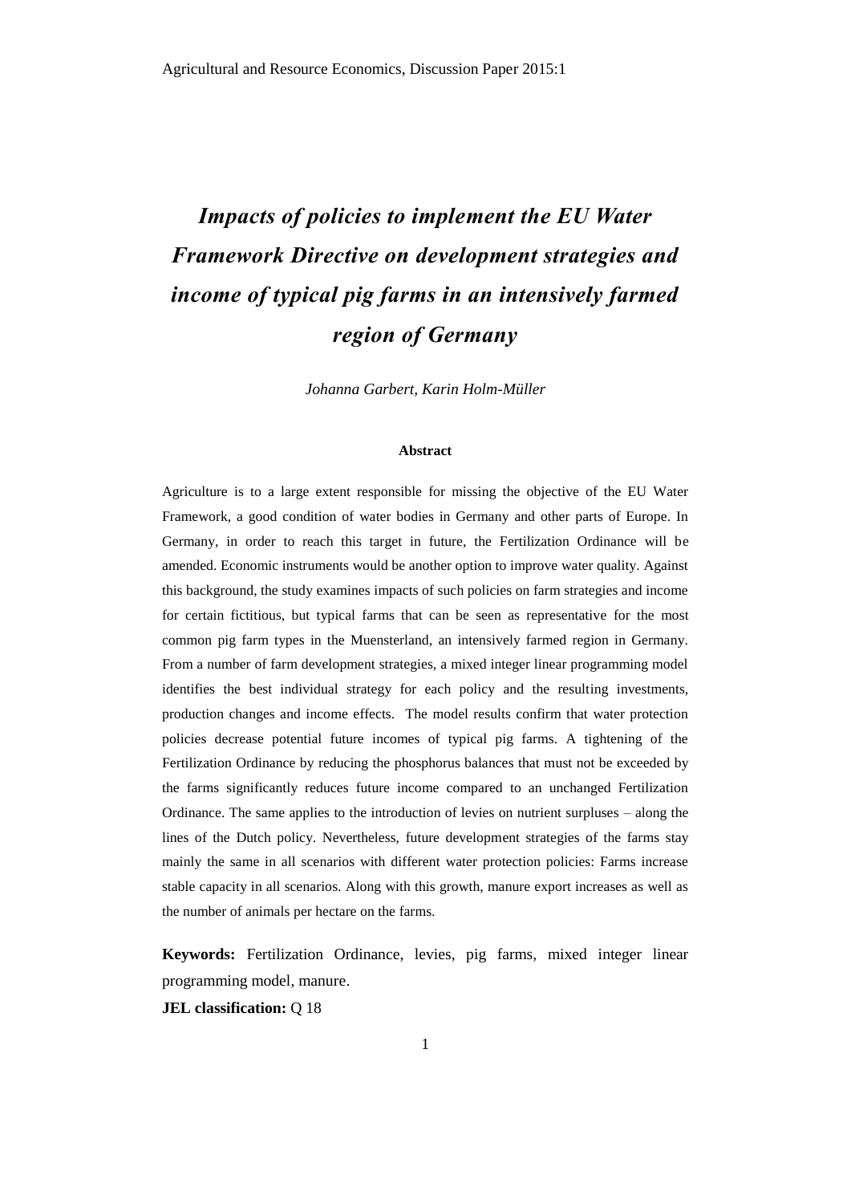# *Impacts of policies to implement the EU Water Framework Directive on development strategies and income of typical pig farms in an intensively farmed region of Germany*

*Johanna Garbert, Karin Holm-Müller*

**Abstract**

Agriculture is to a large extent responsible for missing the objective of the EU Water Framework, a good condition of water bodies in Germany and other parts of Europe. In Germany, in order to reach this target in future, the Fertilization Ordinance will be amended. Economic instruments would be another option to improve water quality. Against this background, the study examines impacts of such policies on farm strategies and income for certain fictitious, but typical farms that can be seen as representative for the most common pig farm types in the Muensterland, an intensively farmed region in Germany. From a number of farm development strategies, a mixed integer linear programming model identifies the best individual strategy for each policy and the resulting investments, production changes and income effects. The model results confirm that water protection policies decrease potential future incomes of typical pig farms. A tightening of the Fertilization Ordinance by reducing the phosphorus balances that must not be exceeded by the farms significantly reduces future income compared to an unchanged Fertilization Ordinance. The same applies to the introduction of levies on nutrient surpluses – along the lines of the Dutch policy. Nevertheless, future development strategies of the farms stay mainly the same in all scenarios with different water protection policies: Farms increase stable capacity in all scenarios. Along with this growth, manure export increases as well as the number of animals per hectare on the farms.

**Keywords:** Fertilization Ordinance, levies, pig farms, mixed integer linear programming model, manure.

**JEL classification:** Q 18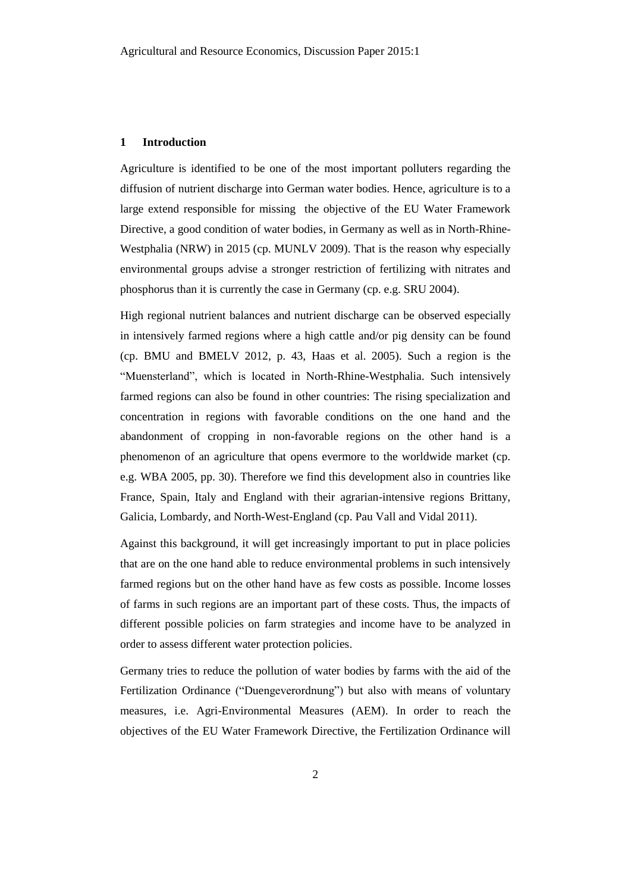## 1 Introduction

Agriculture is identified to be one of the most important polluters regarding the diffusion of nutrient discharge into German water bodies. Hence, agriculture is to a large extend responsible for missing the objective of the EU Water Framework Directive, a good condition of water bodies, in Germany as well as in North-Rhine-Westphalia (NRW) in 2015 (cp. MUNLV 2009). That is the reason why especially environmental groups advise a stronger restriction of fertilizing with nitrates and phosphorus than it is currently the case in Germany (cp. e.g. SRU 2004).

High regional nutrient balances and nutrient discharge can be observed especially in intensively farmed regions where a high cattle and/or pig density can be found (cp. BMU and BMELV 2012, p. 43, Haas et al. 2005). Such a region is the "Muensterland", which is located in North-Rhine-Westphalia. Such intensively farmed regions can also be found in other countries: The rising specialization and concentration in regions with favorable conditions on the one hand and the abandonment of cropping in non-favorable regions on the other hand is a phenomenon of an agriculture that opens evermore to the worldwide market (cp. e.g. WBA 2005, pp. 30). Therefore we find this development also in countries like France, Spain, Italy and England with their agrarian-intensive regions Brittany, Galicia, Lombardy, and North-West-England (cp. Pau Vall and Vidal 2011).

Against this background, it will get increasingly important to put in place policies that are on the one hand able to reduce environmental problems in such intensively farmed regions but on the other hand have as few costs as possible. Income losses of farms in such regions are an important part of these costs. Thus, the impacts of different possible policies on farm strategies and income have to be analyzed in order to assess different water protection policies.

Germany tries to reduce the pollution of water bodies by farms with the aid of the Fertilization Ordinance ("Duengeverordnung") but also with means of voluntary measures, i.e. Agri-Environmental Measures (AEM). In order to reach the objectives of the EU Water Framework Directive, the Fertilization Ordinance will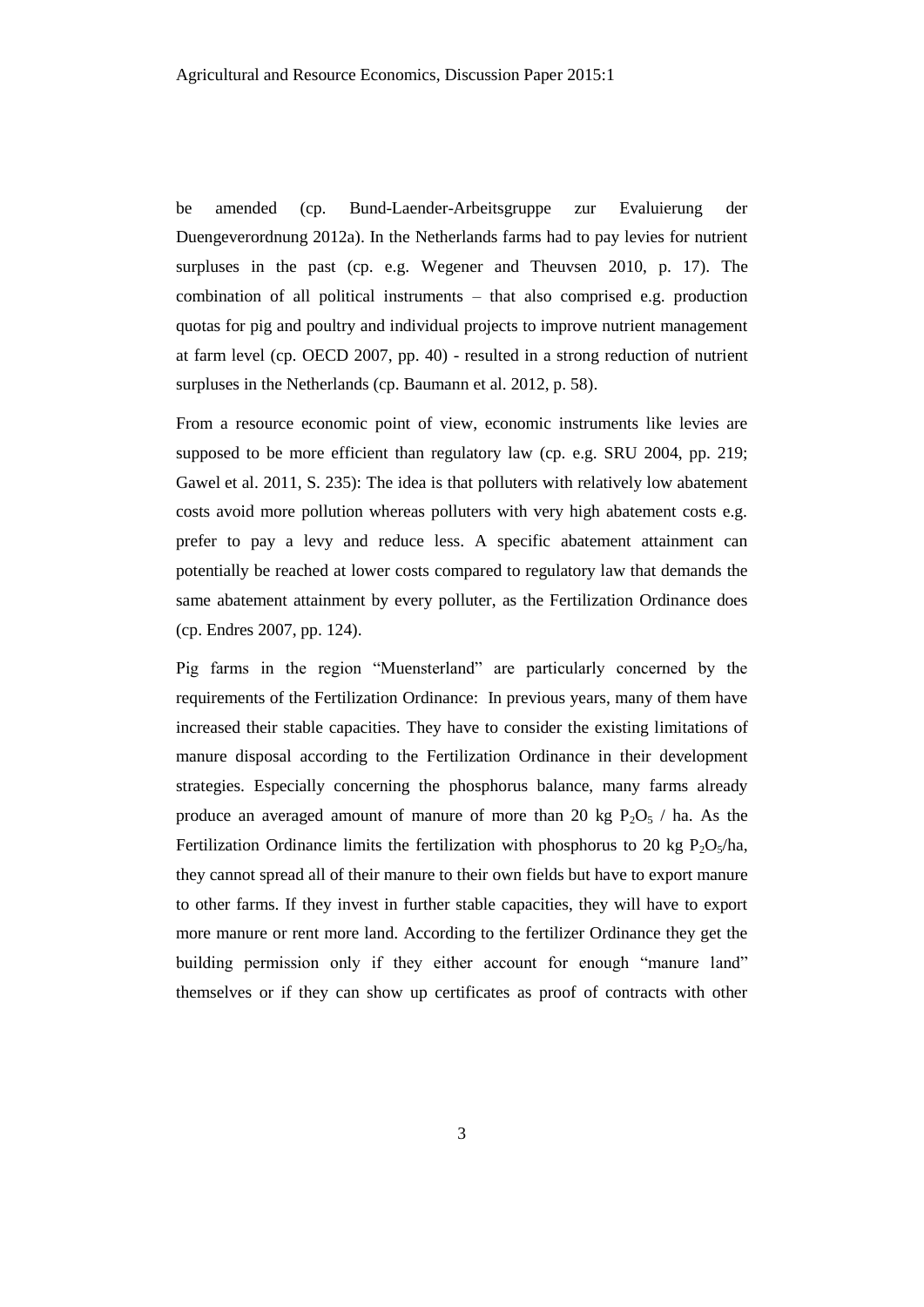be amended (cp. Bund-Laender-Arbeitsgruppe zur Evaluierung der Duengeverordnung 2012a). In the Netherlands farms had to pay levies for nutrient surpluses in the past (cp. e.g. Wegener and Theuvsen 2010, p. 17). The combination of all political instruments – that also comprised e.g. production quotas for pig and poultry and individual projects to improve nutrient management at farm level (cp. OECD 2007, pp. 40) - resulted in a strong reduction of nutrient surpluses in the Netherlands (cp. Baumann et al. 2012, p. 58).

From a resource economic point of view, economic instruments like levies are supposed to be more efficient than regulatory law (cp. e.g. SRU 2004, pp. 219; Gawel et al. 2011, S. 235): The idea is that polluters with relatively low abatement costs avoid more pollution whereas polluters with very high abatement costs e.g. prefer to pay a levy and reduce less. A specific abatement attainment can potentially be reached at lower costs compared to regulatory law that demands the same abatement attainment by every polluter, as the Fertilization Ordinance does (cp. Endres 2007, pp. 124).

Pig farms in the region "Muensterland" are particularly concerned by the requirements of the Fertilization Ordinance: In previous years, many of them have increased their stable capacities. They have to consider the existing limitations of manure disposal according to the Fertilization Ordinance in their development strategies. Especially concerning the phosphorus balance, many farms already produce an averaged amount of manure of more than 20 kg $P_2O_5$ / ha. As the Fertilization Ordinance limits the fertilization with phosphorus to 20 kg $P_2O_5$/ha, they cannot spread all of their manure to their own fields but have to export manure to other farms. If they invest in further stable capacities, they will have to export more manure or rent more land. According to the fertilizer Ordinance they get the building permission only if they either account for enough "manure land" themselves or if they can show up certificates as proof of contracts with other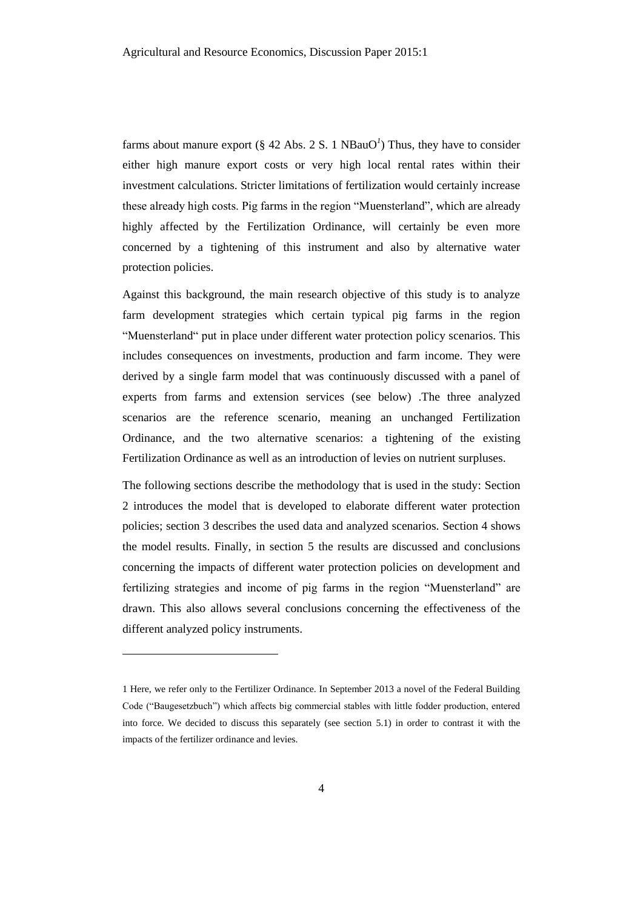farms about manure export (§ 42 Abs. 2 S. 1 NBauO[1]) Thus, they have to consider either high manure export costs or very high local rental rates within their investment calculations. Stricter limitations of fertilization would certainly increase these already high costs. Pig farms in the region "Muensterland", which are already highly affected by the Fertilization Ordinance, will certainly be even more concerned by a tightening of this instrument and also by alternative water protection policies.

Against this background, the main research objective of this study is to analyze farm development strategies which certain typical pig farms in the region "Muensterland" put in place under different water protection policy scenarios. This includes consequences on investments, production and farm income. They were derived by a single farm model that was continuously discussed with a panel of experts from farms and extension services (see below) .The three analyzed scenarios are the reference scenario, meaning an unchanged Fertilization Ordinance, and the two alternative scenarios: a tightening of the existing Fertilization Ordinance as well as an introduction of levies on nutrient surpluses.

The following sections describe the methodology that is used in the study: Section 2 introduces the model that is developed to elaborate different water protection policies; section 3 describes the used data and analyzed scenarios. Section 4 shows the model results. Finally, in section 5 the results are discussed and conclusions concerning the impacts of different water protection policies on development and fertilizing strategies and income of pig farms in the region "Muensterland" are drawn. This also allows several conclusions concerning the effectiveness of the different analyzed policy instruments.

---

1 Here, we refer only to the Fertilizer Ordinance. In September 2013 a novel of the Federal Building Code ("Baugesetzbuch") which affects big commercial stables with little fodder production, entered into force. We decided to discuss this separately (see section 5.1) in order to contrast it with the impacts of the fertilizer ordinance and levies.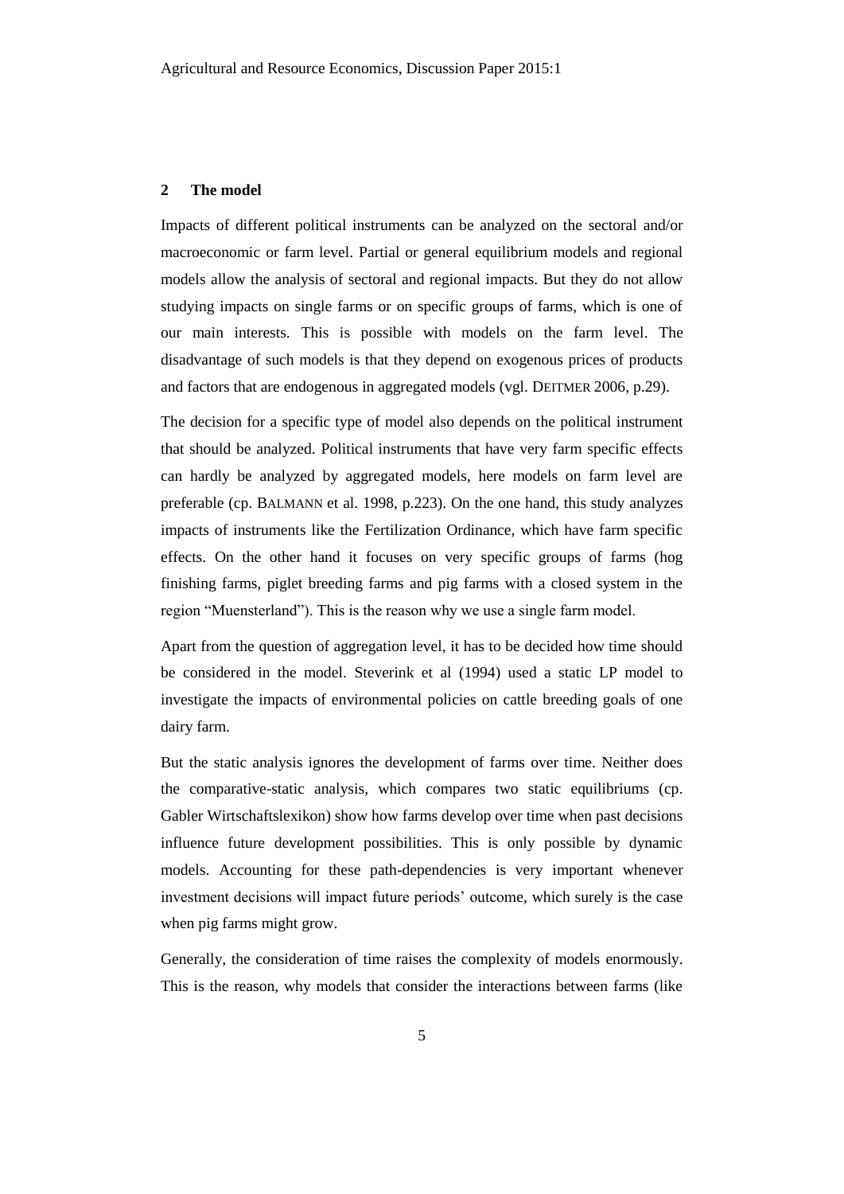## 2 The model

Impacts of different political instruments can be analyzed on the sectoral and/or macroeconomic or farm level. Partial or general equilibrium models and regional models allow the analysis of sectoral and regional impacts. But they do not allow studying impacts on single farms or on specific groups of farms, which is one of our main interests. This is possible with models on the farm level. The disadvantage of such models is that they depend on exogenous prices of products and factors that are endogenous in aggregated models (vgl. DEITMER 2006, p.29).

The decision for a specific type of model also depends on the political instrument that should be analyzed. Political instruments that have very farm specific effects can hardly be analyzed by aggregated models, here models on farm level are preferable (cp. BALMANN et al. 1998, p.223). On the one hand, this study analyzes impacts of instruments like the Fertilization Ordinance, which have farm specific effects. On the other hand it focuses on very specific groups of farms (hog finishing farms, piglet breeding farms and pig farms with a closed system in the region "Muensterland"). This is the reason why we use a single farm model.

Apart from the question of aggregation level, it has to be decided how time should be considered in the model. Steverink et al (1994) used a static LP model to investigate the impacts of environmental policies on cattle breeding goals of one dairy farm.

But the static analysis ignores the development of farms over time. Neither does the comparative-static analysis, which compares two static equilibriums (cp. Gabler Wirtschaftslexikon) show how farms develop over time when past decisions influence future development possibilities. This is only possible by dynamic models. Accounting for these path-dependencies is very important whenever investment decisions will impact future periods' outcome, which surely is the case when pig farms might grow.

Generally, the consideration of time raises the complexity of models enormously. This is the reason, why models that consider the interactions between farms (like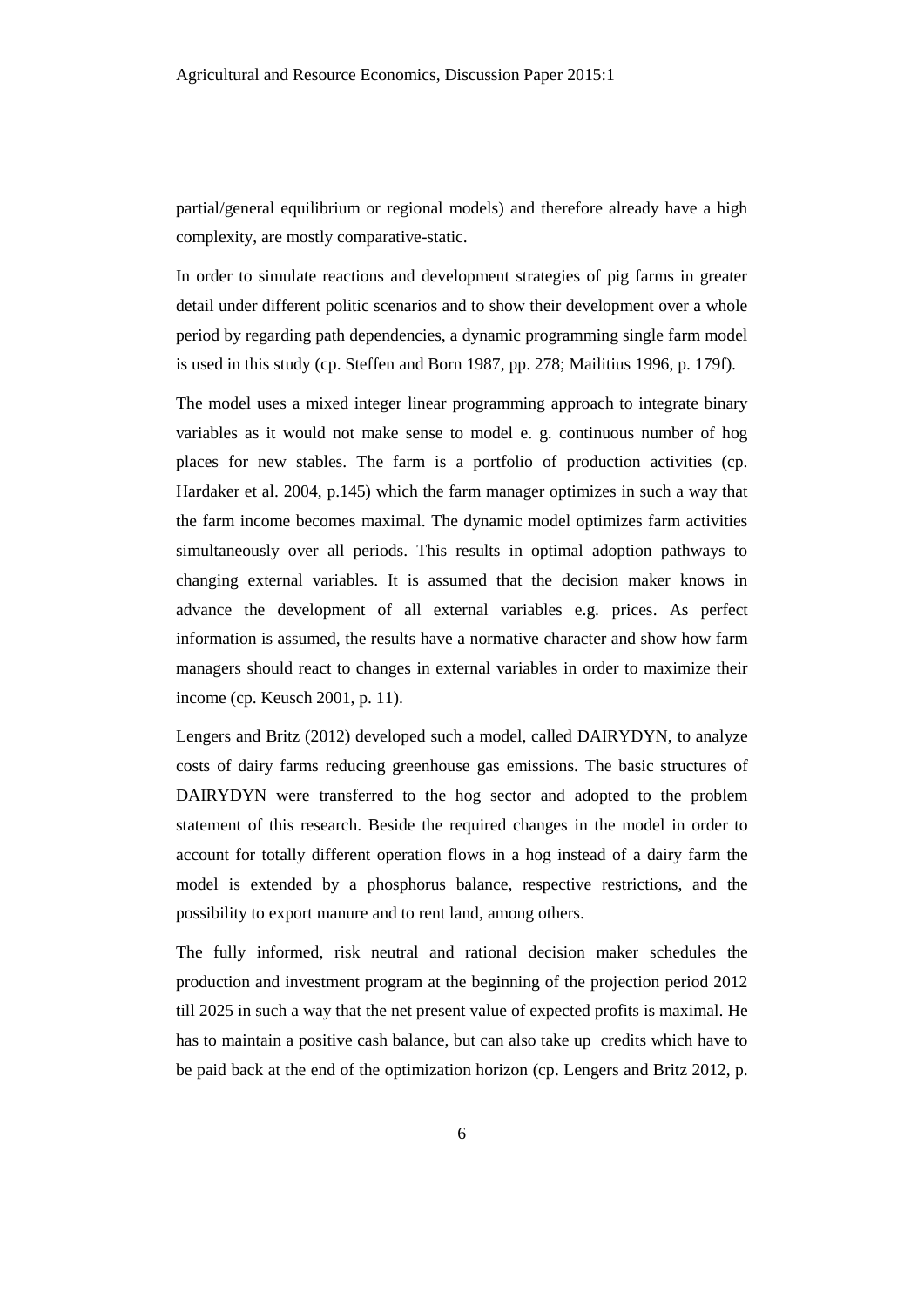partial/general equilibrium or regional models) and therefore already have a high complexity, are mostly comparative-static.

In order to simulate reactions and development strategies of pig farms in greater detail under different politic scenarios and to show their development over a whole period by regarding path dependencies, a dynamic programming single farm model is used in this study (cp. Steffen and Born 1987, pp. 278; Mailitius 1996, p. 179f).

The model uses a mixed integer linear programming approach to integrate binary variables as it would not make sense to model e. g. continuous number of hog places for new stables. The farm is a portfolio of production activities (cp. Hardaker et al. 2004, p.145) which the farm manager optimizes in such a way that the farm income becomes maximal. The dynamic model optimizes farm activities simultaneously over all periods. This results in optimal adoption pathways to changing external variables. It is assumed that the decision maker knows in advance the development of all external variables e.g. prices. As perfect information is assumed, the results have a normative character and show how farm managers should react to changes in external variables in order to maximize their income (cp. Keusch 2001, p. 11).

Lengers and Britz (2012) developed such a model, called DAIRYDYN, to analyze costs of dairy farms reducing greenhouse gas emissions. The basic structures of DAIRYDYN were transferred to the hog sector and adopted to the problem statement of this research. Beside the required changes in the model in order to account for totally different operation flows in a hog instead of a dairy farm the model is extended by a phosphorus balance, respective restrictions, and the possibility to export manure and to rent land, among others.

The fully informed, risk neutral and rational decision maker schedules the production and investment program at the beginning of the projection period 2012 till 2025 in such a way that the net present value of expected profits is maximal. He has to maintain a positive cash balance, but can also take up credits which have to be paid back at the end of the optimization horizon (cp. Lengers and Britz 2012, p.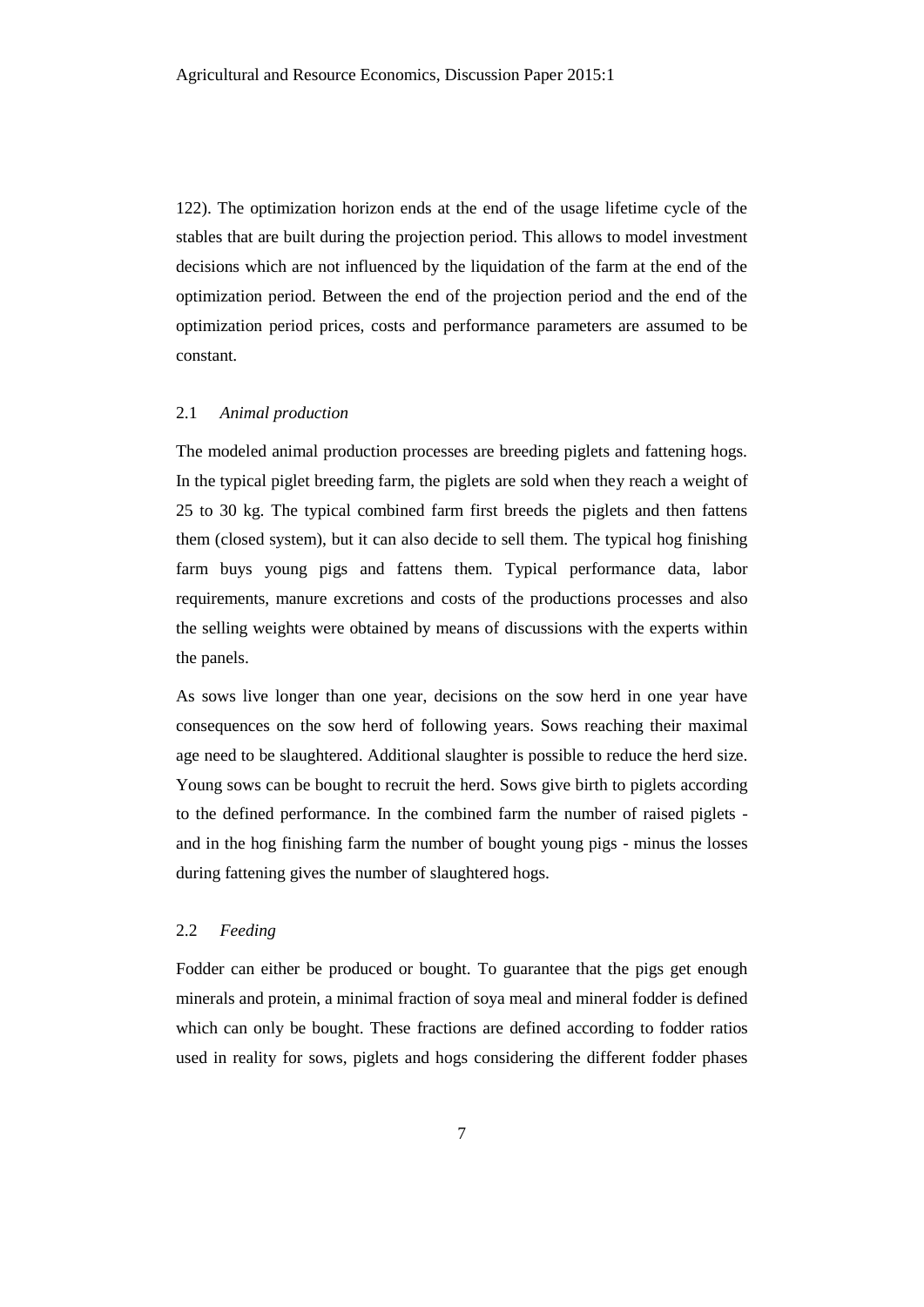122). The optimization horizon ends at the end of the usage lifetime cycle of the stables that are built during the projection period. This allows to model investment decisions which are not influenced by the liquidation of the farm at the end of the optimization period. Between the end of the projection period and the end of the optimization period prices, costs and performance parameters are assumed to be constant.

## 2.1 *Animal production*

The modeled animal production processes are breeding piglets and fattening hogs. In the typical piglet breeding farm, the piglets are sold when they reach a weight of 25 to 30 kg. The typical combined farm first breeds the piglets and then fattens them (closed system), but it can also decide to sell them. The typical hog finishing farm buys young pigs and fattens them. Typical performance data, labor requirements, manure excretions and costs of the productions processes and also the selling weights were obtained by means of discussions with the experts within the panels.

As sows live longer than one year, decisions on the sow herd in one year have consequences on the sow herd of following years. Sows reaching their maximal age need to be slaughtered. Additional slaughter is possible to reduce the herd size. Young sows can be bought to recruit the herd. Sows give birth to piglets according to the defined performance. In the combined farm the number of raised piglets - and in the hog finishing farm the number of bought young pigs - minus the losses during fattening gives the number of slaughtered hogs.

## 2.2 *Feeding*

Fodder can either be produced or bought. To guarantee that the pigs get enough minerals and protein, a minimal fraction of soya meal and mineral fodder is defined which can only be bought. These fractions are defined according to fodder ratios used in reality for sows, piglets and hogs considering the different fodder phases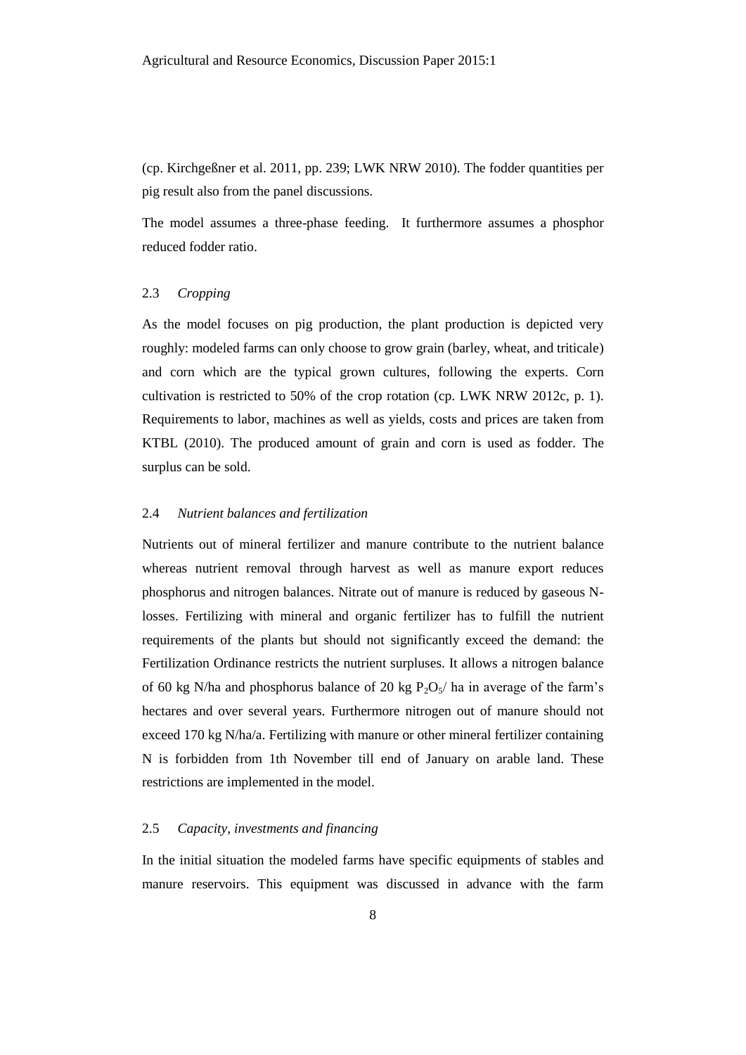(cp. Kirchgeßner et al. 2011, pp. 239; LWK NRW 2010). The fodder quantities per pig result also from the panel discussions.

The model assumes a three-phase feeding. It furthermore assumes a phosphor reduced fodder ratio.

### 2.3 *Cropping*

As the model focuses on pig production, the plant production is depicted very roughly: modeled farms can only choose to grow grain (barley, wheat, and triticale) and corn which are the typical grown cultures, following the experts. Corn cultivation is restricted to 50% of the crop rotation (cp. LWK NRW 2012c, p. 1). Requirements to labor, machines as well as yields, costs and prices are taken from KTBL (2010). The produced amount of grain and corn is used as fodder. The surplus can be sold.

### 2.4 *Nutrient balances and fertilization*

Nutrients out of mineral fertilizer and manure contribute to the nutrient balance whereas nutrient removal through harvest as well as manure export reduces phosphorus and nitrogen balances. Nitrate out of manure is reduced by gaseous N-losses. Fertilizing with mineral and organic fertilizer has to fulfill the nutrient requirements of the plants but should not significantly exceed the demand: the Fertilization Ordinance restricts the nutrient surpluses. It allows a nitrogen balance of 60 kg N/ha and phosphorus balance of 20 kg $P_2O_5$/ ha in average of the farm's hectares and over several years. Furthermore nitrogen out of manure should not exceed 170 kg N/ha/a. Fertilizing with manure or other mineral fertilizer containing N is forbidden from 1th November till end of January on arable land. These restrictions are implemented in the model.

### 2.5 *Capacity, investments and financing*

In the initial situation the modeled farms have specific equipments of stables and manure reservoirs. This equipment was discussed in advance with the farm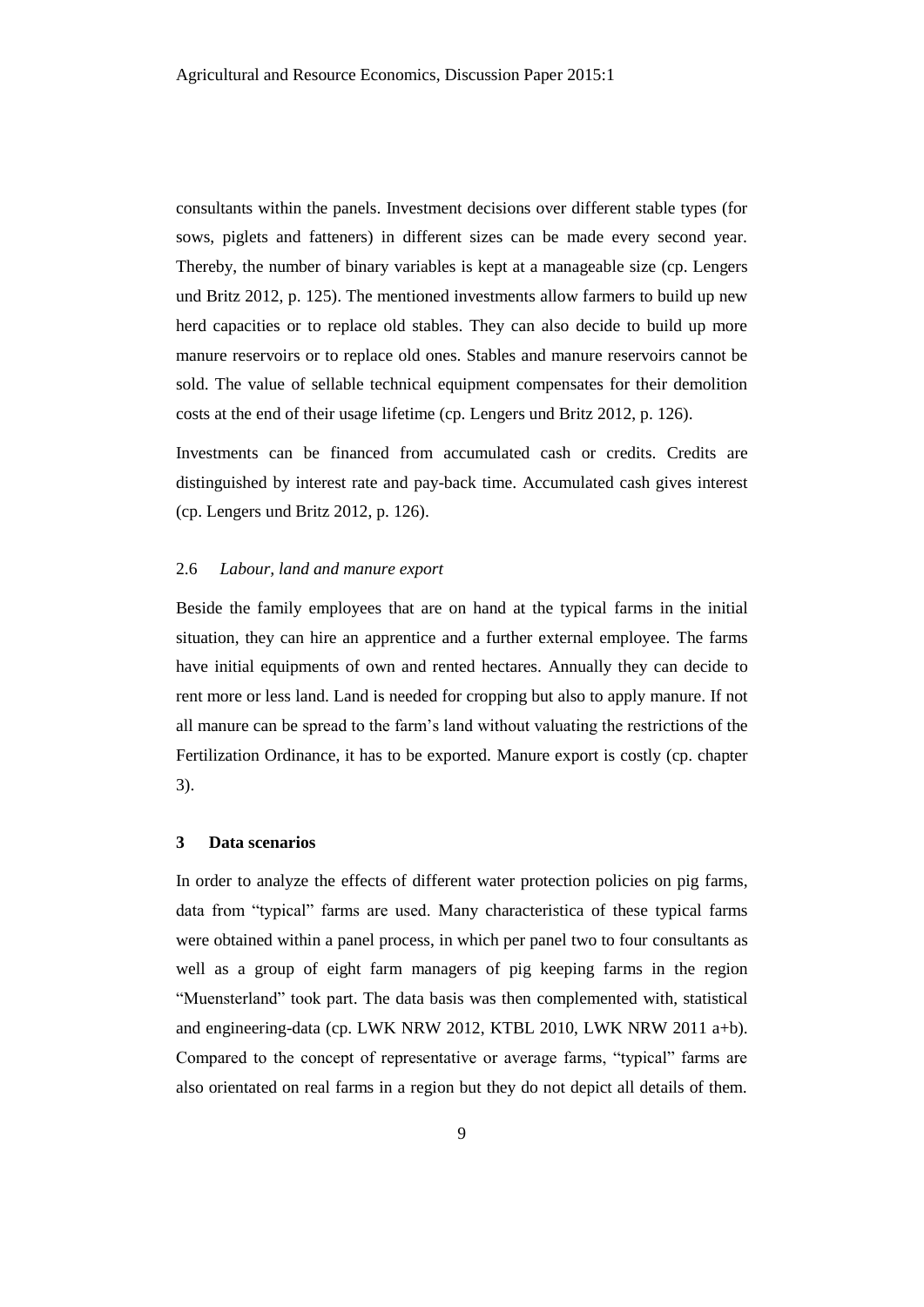consultants within the panels. Investment decisions over different stable types (for sows, piglets and fatteners) in different sizes can be made every second year. Thereby, the number of binary variables is kept at a manageable size (cp. Lengers und Britz 2012, p. 125). The mentioned investments allow farmers to build up new herd capacities or to replace old stables. They can also decide to build up more manure reservoirs or to replace old ones. Stables and manure reservoirs cannot be sold. The value of sellable technical equipment compensates for their demolition costs at the end of their usage lifetime (cp. Lengers und Britz 2012, p. 126).

Investments can be financed from accumulated cash or credits. Credits are distinguished by interest rate and pay-back time. Accumulated cash gives interest (cp. Lengers und Britz 2012, p. 126).

### 2.6 *Labour, land and manure export*

Beside the family employees that are on hand at the typical farms in the initial situation, they can hire an apprentice and a further external employee. The farms have initial equipments of own and rented hectares. Annually they can decide to rent more or less land. Land is needed for cropping but also to apply manure. If not all manure can be spread to the farm's land without valuating the restrictions of the Fertilization Ordinance, it has to be exported. Manure export is costly (cp. chapter 3).

## 3 Data scenarios

In order to analyze the effects of different water protection policies on pig farms, data from "typical" farms are used. Many characteristica of these typical farms were obtained within a panel process, in which per panel two to four consultants as well as a group of eight farm managers of pig keeping farms in the region "Muensterland" took part. The data basis was then complemented with, statistical and engineering-data (cp. LWK NRW 2012, KTBL 2010, LWK NRW 2011 a+b). Compared to the concept of representative or average farms, "typical" farms are also orientated on real farms in a region but they do not depict all details of them.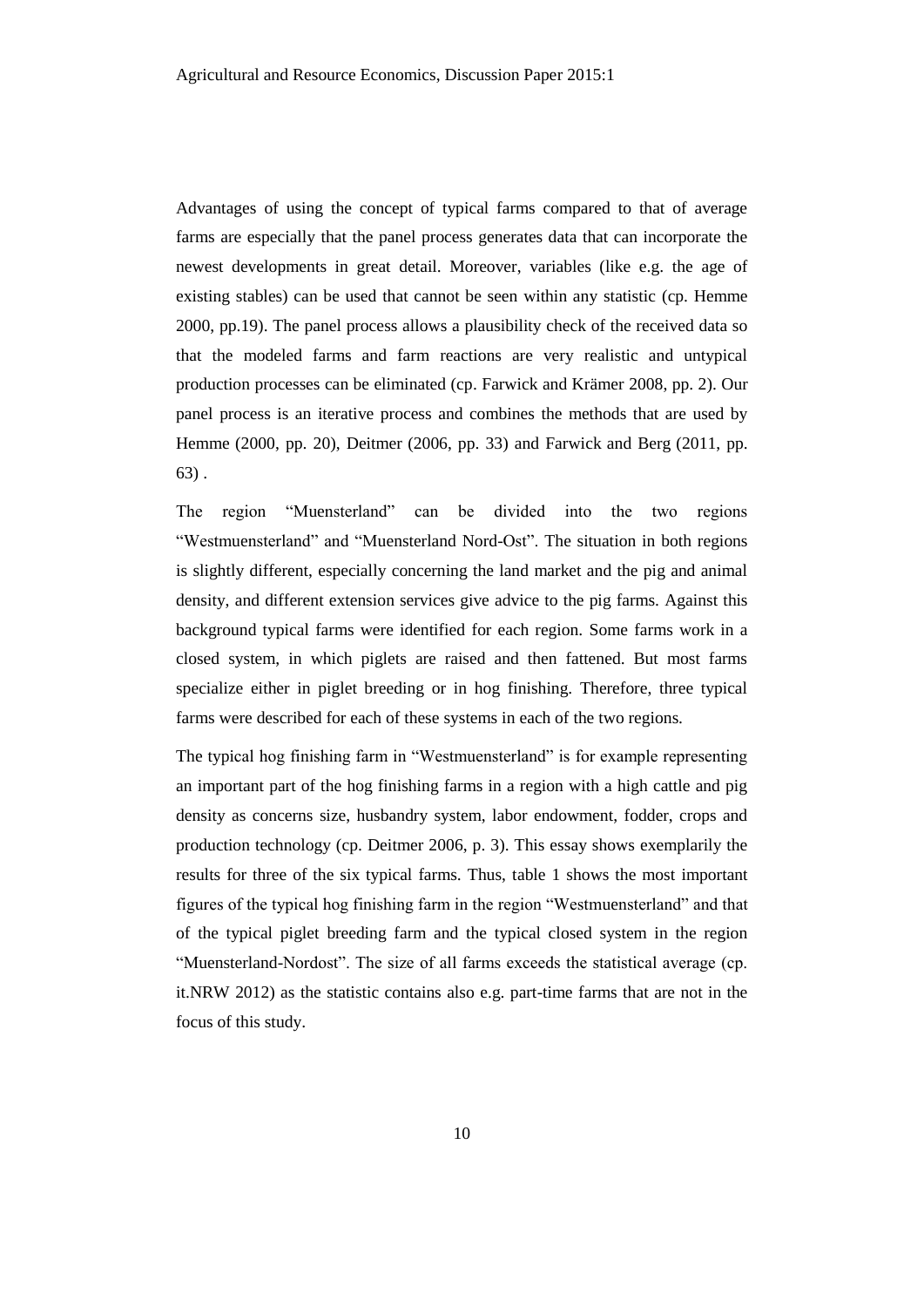Advantages of using the concept of typical farms compared to that of average farms are especially that the panel process generates data that can incorporate the newest developments in great detail. Moreover, variables (like e.g. the age of existing stables) can be used that cannot be seen within any statistic (cp. Hemme 2000, pp.19). The panel process allows a plausibility check of the received data so that the modeled farms and farm reactions are very realistic and untypical production processes can be eliminated (cp. Farwick and Krämer 2008, pp. 2). Our panel process is an iterative process and combines the methods that are used by Hemme (2000, pp. 20), Deitmer (2006, pp. 33) and Farwick and Berg (2011, pp. 63) .

The region "Muensterland" can be divided into the two regions "Westmuensterland" and "Muensterland Nord-Ost". The situation in both regions is slightly different, especially concerning the land market and the pig and animal density, and different extension services give advice to the pig farms. Against this background typical farms were identified for each region. Some farms work in a closed system, in which piglets are raised and then fattened. But most farms specialize either in piglet breeding or in hog finishing. Therefore, three typical farms were described for each of these systems in each of the two regions.

The typical hog finishing farm in "Westmuensterland" is for example representing an important part of the hog finishing farms in a region with a high cattle and pig density as concerns size, husbandry system, labor endowment, fodder, crops and production technology (cp. Deitmer 2006, p. 3). This essay shows exemplarily the results for three of the six typical farms. Thus, table 1 shows the most important figures of the typical hog finishing farm in the region "Westmuensterland" and that of the typical piglet breeding farm and the typical closed system in the region "Muensterland-Nordost". The size of all farms exceeds the statistical average (cp. it.NRW 2012) as the statistic contains also e.g. part-time farms that are not in the focus of this study.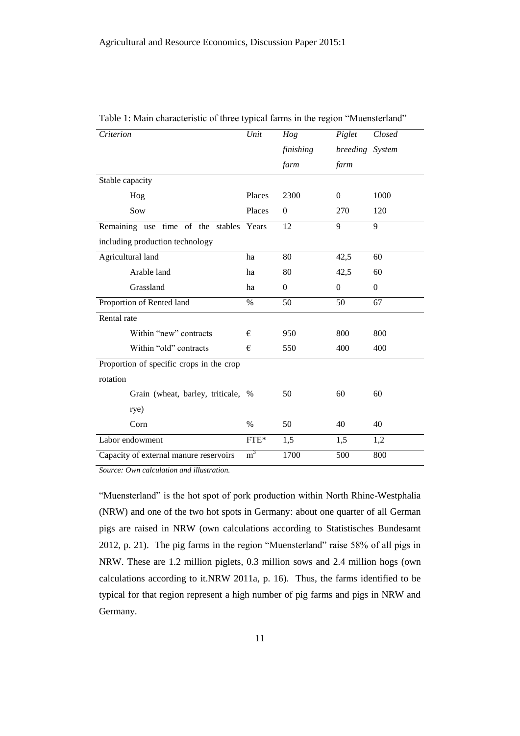Table 1: Main characteristic of three typical farms in the region "Muensterland"

| *Criterion* | *Unit* | *Hog finishing farm* | *Piglet breeding farm* | *Closed System* |
|---|---|---|---|---|
| Stable capacity | | | | |
| Hog | Places | 2300 | 0 | 1000 |
| Sow | Places | 0 | 270 | 120 |
| Remaining use time of the stables including production technology | Years | 12 | 9 | 9 |
| Agricultural land | ha | 80 | 42,5 | 60 |
| Arable land | ha | 80 | 42,5 | 60 |
| Grassland | ha | 0 | 0 | 0 |
| Proportion of Rented land | % | 50 | 50 | 67 |
| Rental rate | | | | |
| Within "new" contracts | € | 950 | 800 | 800 |
| Within "old" contracts | € | 550 | 400 | 400 |
| Proportion of specific crops in the crop rotation | | | | |
| Grain (wheat, barley, triticale, rye) | % | 50 | 60 | 60 |
| Corn | % | 50 | 40 | 40 |
| Labor endowment | FTE* | 1,5 | 1,5 | 1,2 |
| Capacity of external manure reservoirs | $m^3$ | 1700 | 500 | 800 |

*Source: Own calculation and illustration.*

"Muensterland" is the hot spot of pork production within North Rhine-Westphalia (NRW) and one of the two hot spots in Germany: about one quarter of all German pigs are raised in NRW (own calculations according to Statistisches Bundesamt 2012, p. 21). The pig farms in the region "Muensterland" raise 58% of all pigs in NRW. These are 1.2 million piglets, 0.3 million sows and 2.4 million hogs (own calculations according to it.NRW 2011a, p. 16). Thus, the farms identified to be typical for that region represent a high number of pig farms and pigs in NRW and Germany.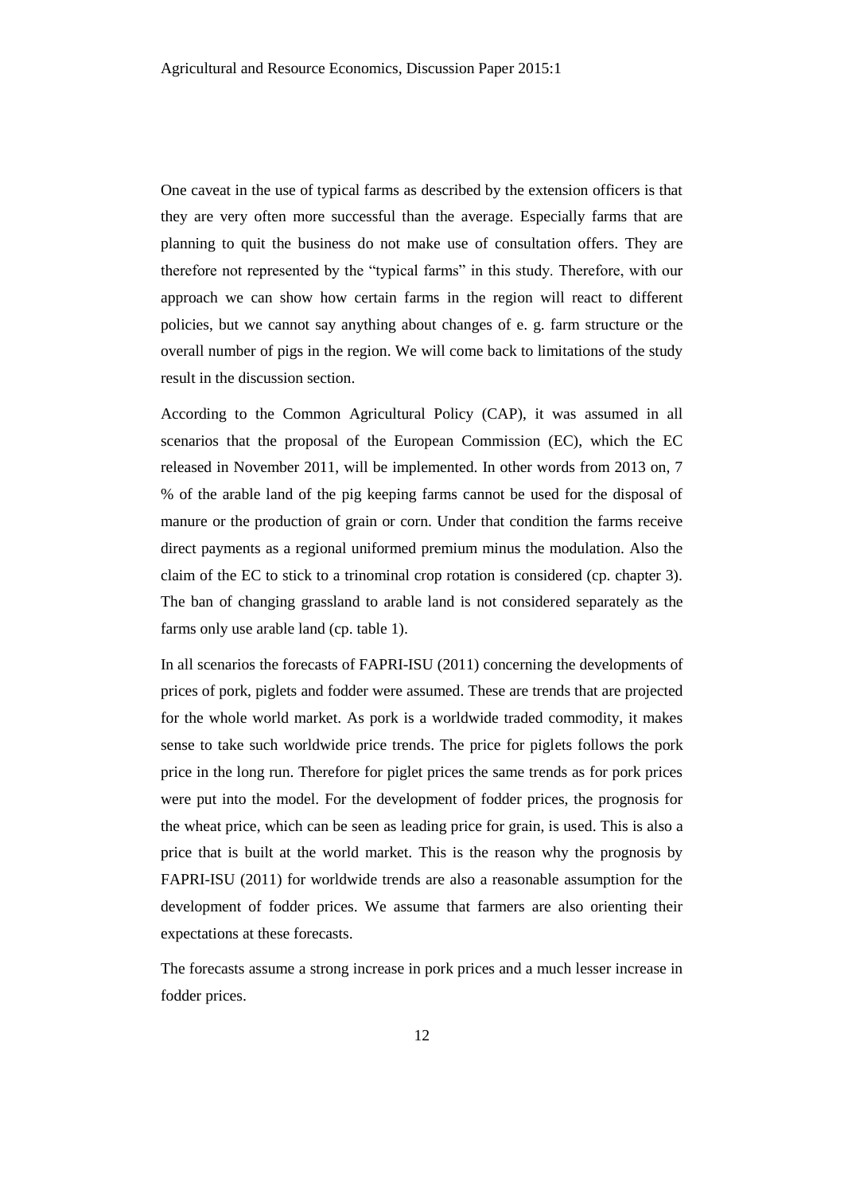One caveat in the use of typical farms as described by the extension officers is that they are very often more successful than the average. Especially farms that are planning to quit the business do not make use of consultation offers. They are therefore not represented by the "typical farms" in this study. Therefore, with our approach we can show how certain farms in the region will react to different policies, but we cannot say anything about changes of e. g. farm structure or the overall number of pigs in the region. We will come back to limitations of the study result in the discussion section.

According to the Common Agricultural Policy (CAP), it was assumed in all scenarios that the proposal of the European Commission (EC), which the EC released in November 2011, will be implemented. In other words from 2013 on, 7 % of the arable land of the pig keeping farms cannot be used for the disposal of manure or the production of grain or corn. Under that condition the farms receive direct payments as a regional uniformed premium minus the modulation. Also the claim of the EC to stick to a trinominal crop rotation is considered (cp. chapter 3). The ban of changing grassland to arable land is not considered separately as the farms only use arable land (cp. table 1).

In all scenarios the forecasts of FAPRI-ISU (2011) concerning the developments of prices of pork, piglets and fodder were assumed. These are trends that are projected for the whole world market. As pork is a worldwide traded commodity, it makes sense to take such worldwide price trends. The price for piglets follows the pork price in the long run. Therefore for piglet prices the same trends as for pork prices were put into the model. For the development of fodder prices, the prognosis for the wheat price, which can be seen as leading price for grain, is used. This is also a price that is built at the world market. This is the reason why the prognosis by FAPRI-ISU (2011) for worldwide trends are also a reasonable assumption for the development of fodder prices. We assume that farmers are also orienting their expectations at these forecasts.

The forecasts assume a strong increase in pork prices and a much lesser increase in fodder prices.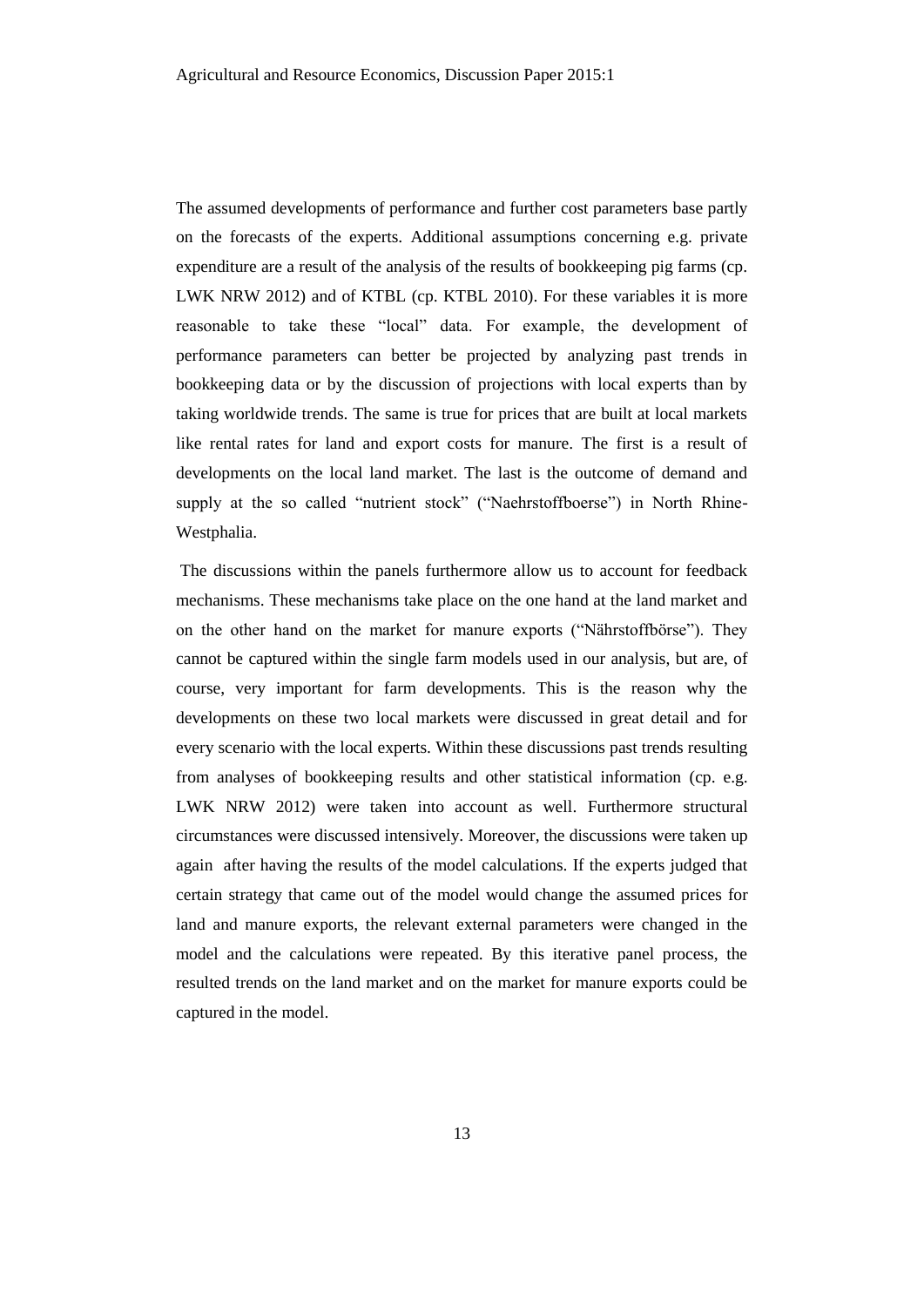The assumed developments of performance and further cost parameters base partly on the forecasts of the experts. Additional assumptions concerning e.g. private expenditure are a result of the analysis of the results of bookkeeping pig farms (cp. LWK NRW 2012) and of KTBL (cp. KTBL 2010). For these variables it is more reasonable to take these "local" data. For example, the development of performance parameters can better be projected by analyzing past trends in bookkeeping data or by the discussion of projections with local experts than by taking worldwide trends. The same is true for prices that are built at local markets like rental rates for land and export costs for manure. The first is a result of developments on the local land market. The last is the outcome of demand and supply at the so called "nutrient stock" ("Naehrstoffboerse") in North Rhine-Westphalia.

The discussions within the panels furthermore allow us to account for feedback mechanisms. These mechanisms take place on the one hand at the land market and on the other hand on the market for manure exports ("Nährstoffbörse"). They cannot be captured within the single farm models used in our analysis, but are, of course, very important for farm developments. This is the reason why the developments on these two local markets were discussed in great detail and for every scenario with the local experts. Within these discussions past trends resulting from analyses of bookkeeping results and other statistical information (cp. e.g. LWK NRW 2012) were taken into account as well. Furthermore structural circumstances were discussed intensively. Moreover, the discussions were taken up again after having the results of the model calculations. If the experts judged that certain strategy that came out of the model would change the assumed prices for land and manure exports, the relevant external parameters were changed in the model and the calculations were repeated. By this iterative panel process, the resulted trends on the land market and on the market for manure exports could be captured in the model.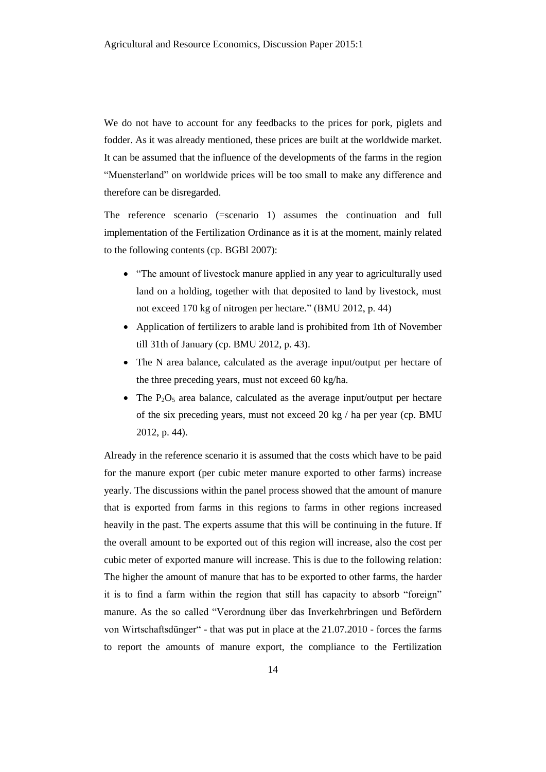We do not have to account for any feedbacks to the prices for pork, piglets and fodder. As it was already mentioned, these prices are built at the worldwide market. It can be assumed that the influence of the developments of the farms in the region "Muensterland" on worldwide prices will be too small to make any difference and therefore can be disregarded.

The reference scenario (=scenario 1) assumes the continuation and full implementation of the Fertilization Ordinance as it is at the moment, mainly related to the following contents (cp. BGBl 2007):

- "The amount of livestock manure applied in any year to agriculturally used land on a holding, together with that deposited to land by livestock, must not exceed 170 kg of nitrogen per hectare." (BMU 2012, p. 44)
- Application of fertilizers to arable land is prohibited from 1th of November till 31th of January (cp. BMU 2012, p. 43).
- The N area balance, calculated as the average input/output per hectare of the three preceding years, must not exceed 60 kg/ha.
- The $P_2O_5$ area balance, calculated as the average input/output per hectare of the six preceding years, must not exceed 20 kg / ha per year (cp. BMU 2012, p. 44).

Already in the reference scenario it is assumed that the costs which have to be paid for the manure export (per cubic meter manure exported to other farms) increase yearly. The discussions within the panel process showed that the amount of manure that is exported from farms in this regions to farms in other regions increased heavily in the past. The experts assume that this will be continuing in the future. If the overall amount to be exported out of this region will increase, also the cost per cubic meter of exported manure will increase. This is due to the following relation: The higher the amount of manure that has to be exported to other farms, the harder it is to find a farm within the region that still has capacity to absorb "foreign" manure. As the so called "Verordnung über das Inverkehrbringen und Befördern von Wirtschaftsdünger" - that was put in place at the 21.07.2010 - forces the farms to report the amounts of manure export, the compliance to the Fertilization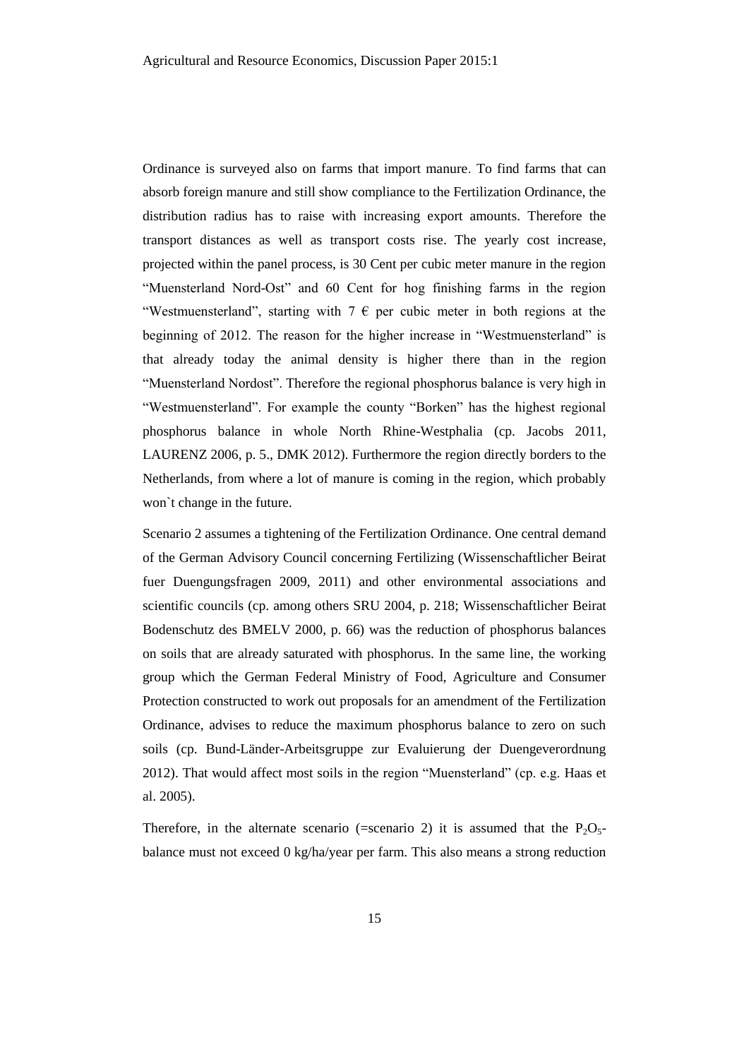Ordinance is surveyed also on farms that import manure. To find farms that can absorb foreign manure and still show compliance to the Fertilization Ordinance, the distribution radius has to raise with increasing export amounts. Therefore the transport distances as well as transport costs rise. The yearly cost increase, projected within the panel process, is 30 Cent per cubic meter manure in the region "Muensterland Nord-Ost" and 60 Cent for hog finishing farms in the region "Westmuensterland", starting with 7 € per cubic meter in both regions at the beginning of 2012. The reason for the higher increase in "Westmuensterland" is that already today the animal density is higher there than in the region "Muensterland Nordost". Therefore the regional phosphorus balance is very high in "Westmuensterland". For example the county "Borken" has the highest regional phosphorus balance in whole North Rhine-Westphalia (cp. Jacobs 2011, LAURENZ 2006, p. 5., DMK 2012). Furthermore the region directly borders to the Netherlands, from where a lot of manure is coming in the region, which probably won`t change in the future.

Scenario 2 assumes a tightening of the Fertilization Ordinance. One central demand of the German Advisory Council concerning Fertilizing (Wissenschaftlicher Beirat fuer Duengungsfragen 2009, 2011) and other environmental associations and scientific councils (cp. among others SRU 2004, p. 218; Wissenschaftlicher Beirat Bodenschutz des BMELV 2000, p. 66) was the reduction of phosphorus balances on soils that are already saturated with phosphorus. In the same line, the working group which the German Federal Ministry of Food, Agriculture and Consumer Protection constructed to work out proposals for an amendment of the Fertilization Ordinance, advises to reduce the maximum phosphorus balance to zero on such soils (cp. Bund-Länder-Arbeitsgruppe zur Evaluierung der Duengeverordnung 2012). That would affect most soils in the region "Muensterland" (cp. e.g. Haas et al. 2005).

Therefore, in the alternate scenario (=scenario 2) it is assumed that the $P_2O_5$-balance must not exceed 0 kg/ha/year per farm. This also means a strong reduction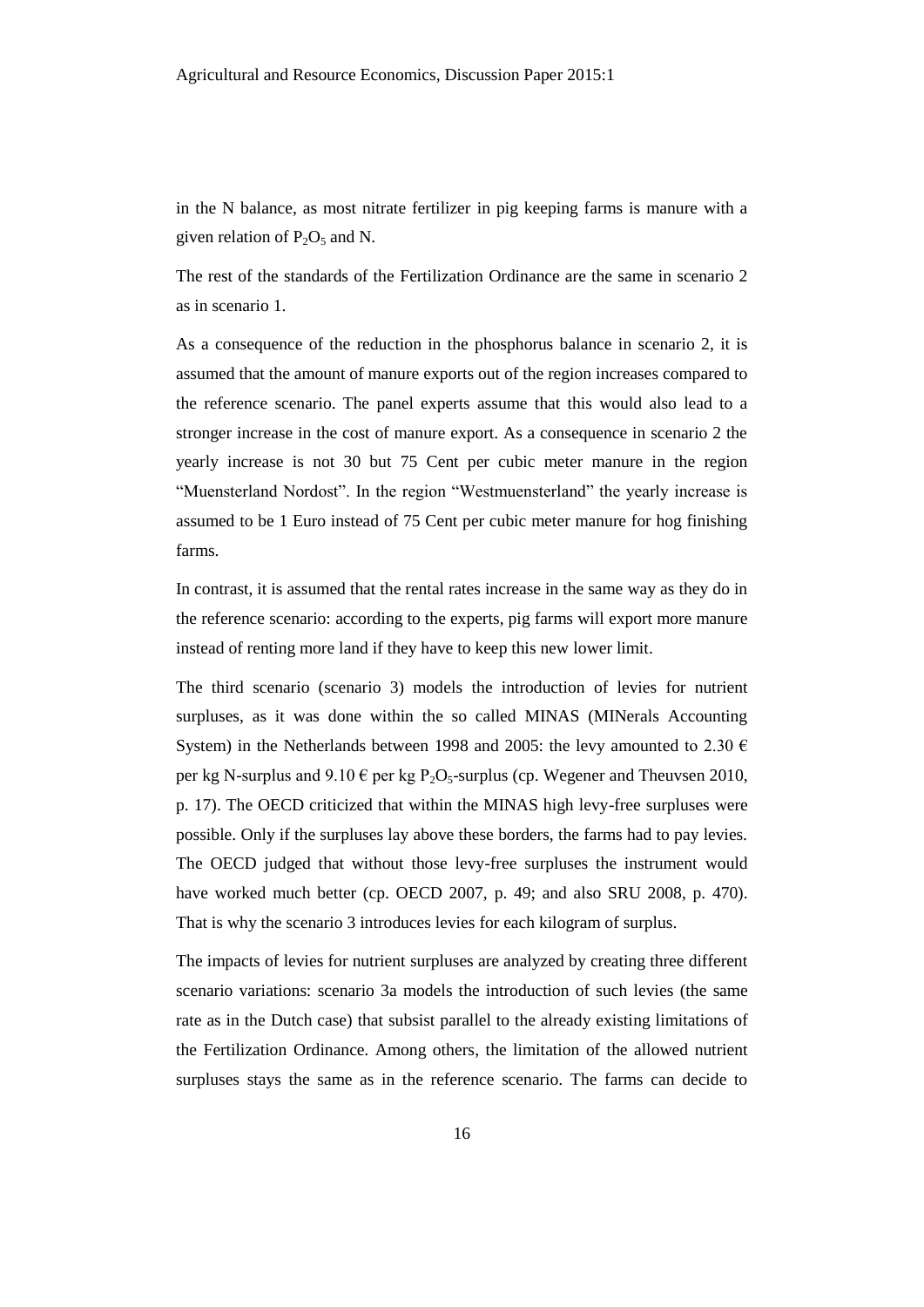in the N balance, as most nitrate fertilizer in pig keeping farms is manure with a given relation of $P_2O_5$ and N.

The rest of the standards of the Fertilization Ordinance are the same in scenario 2 as in scenario 1.

As a consequence of the reduction in the phosphorus balance in scenario 2, it is assumed that the amount of manure exports out of the region increases compared to the reference scenario. The panel experts assume that this would also lead to a stronger increase in the cost of manure export. As a consequence in scenario 2 the yearly increase is not 30 but 75 Cent per cubic meter manure in the region "Muensterland Nordost". In the region "Westmuensterland" the yearly increase is assumed to be 1 Euro instead of 75 Cent per cubic meter manure for hog finishing farms.

In contrast, it is assumed that the rental rates increase in the same way as they do in the reference scenario: according to the experts, pig farms will export more manure instead of renting more land if they have to keep this new lower limit.

The third scenario (scenario 3) models the introduction of levies for nutrient surpluses, as it was done within the so called MINAS (MINerals Accounting System) in the Netherlands between 1998 and 2005: the levy amounted to 2.30 € per kg N-surplus and 9.10 € per kg $P_2O_5$-surplus (cp. Wegener and Theuvsen 2010, p. 17). The OECD criticized that within the MINAS high levy-free surpluses were possible. Only if the surpluses lay above these borders, the farms had to pay levies. The OECD judged that without those levy-free surpluses the instrument would have worked much better (cp. OECD 2007, p. 49; and also SRU 2008, p. 470). That is why the scenario 3 introduces levies for each kilogram of surplus.

The impacts of levies for nutrient surpluses are analyzed by creating three different scenario variations: scenario 3a models the introduction of such levies (the same rate as in the Dutch case) that subsist parallel to the already existing limitations of the Fertilization Ordinance. Among others, the limitation of the allowed nutrient surpluses stays the same as in the reference scenario. The farms can decide to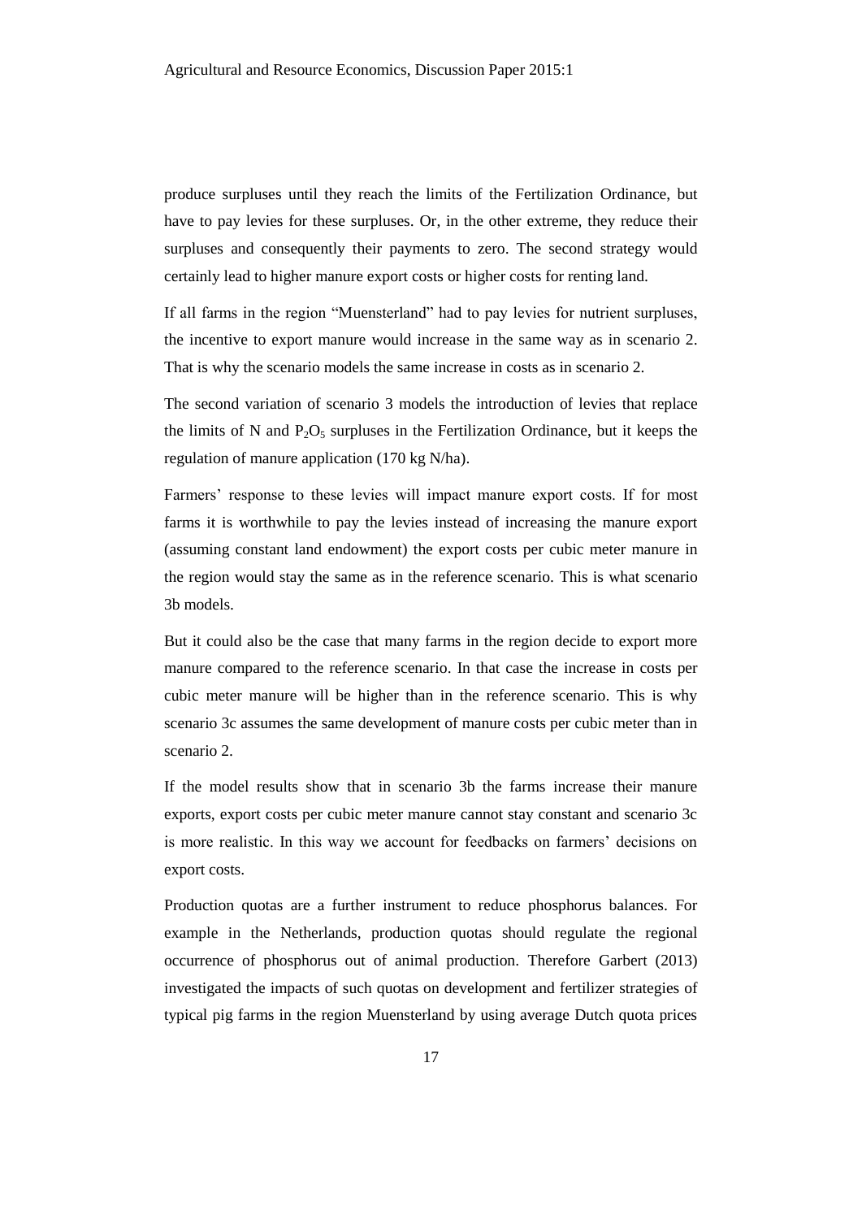produce surpluses until they reach the limits of the Fertilization Ordinance, but have to pay levies for these surpluses. Or, in the other extreme, they reduce their surpluses and consequently their payments to zero. The second strategy would certainly lead to higher manure export costs or higher costs for renting land.

If all farms in the region "Muensterland" had to pay levies for nutrient surpluses, the incentive to export manure would increase in the same way as in scenario 2. That is why the scenario models the same increase in costs as in scenario 2.

The second variation of scenario 3 models the introduction of levies that replace the limits of N and $P_2O_5$ surpluses in the Fertilization Ordinance, but it keeps the regulation of manure application (170 kg N/ha).

Farmers' response to these levies will impact manure export costs. If for most farms it is worthwhile to pay the levies instead of increasing the manure export (assuming constant land endowment) the export costs per cubic meter manure in the region would stay the same as in the reference scenario. This is what scenario 3b models.

But it could also be the case that many farms in the region decide to export more manure compared to the reference scenario. In that case the increase in costs per cubic meter manure will be higher than in the reference scenario. This is why scenario 3c assumes the same development of manure costs per cubic meter than in scenario 2.

If the model results show that in scenario 3b the farms increase their manure exports, export costs per cubic meter manure cannot stay constant and scenario 3c is more realistic. In this way we account for feedbacks on farmers' decisions on export costs.

Production quotas are a further instrument to reduce phosphorus balances. For example in the Netherlands, production quotas should regulate the regional occurrence of phosphorus out of animal production. Therefore Garbert (2013) investigated the impacts of such quotas on development and fertilizer strategies of typical pig farms in the region Muensterland by using average Dutch quota prices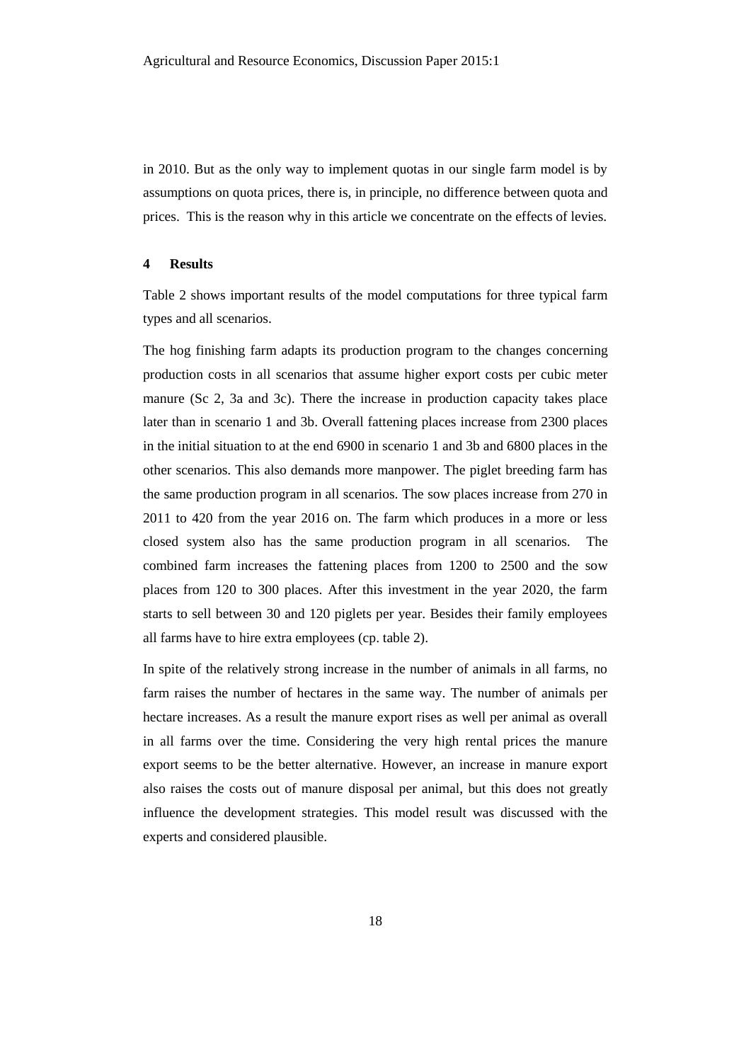in 2010. But as the only way to implement quotas in our single farm model is by assumptions on quota prices, there is, in principle, no difference between quota and prices. This is the reason why in this article we concentrate on the effects of levies.

## 4 Results

Table 2 shows important results of the model computations for three typical farm types and all scenarios.

The hog finishing farm adapts its production program to the changes concerning production costs in all scenarios that assume higher export costs per cubic meter manure (Sc 2, 3a and 3c). There the increase in production capacity takes place later than in scenario 1 and 3b. Overall fattening places increase from 2300 places in the initial situation to at the end 6900 in scenario 1 and 3b and 6800 places in the other scenarios. This also demands more manpower. The piglet breeding farm has the same production program in all scenarios. The sow places increase from 270 in 2011 to 420 from the year 2016 on. The farm which produces in a more or less closed system also has the same production program in all scenarios. The combined farm increases the fattening places from 1200 to 2500 and the sow places from 120 to 300 places. After this investment in the year 2020, the farm starts to sell between 30 and 120 piglets per year. Besides their family employees all farms have to hire extra employees (cp. table 2).

In spite of the relatively strong increase in the number of animals in all farms, no farm raises the number of hectares in the same way. The number of animals per hectare increases. As a result the manure export rises as well per animal as overall in all farms over the time. Considering the very high rental prices the manure export seems to be the better alternative. However, an increase in manure export also raises the costs out of manure disposal per animal, but this does not greatly influence the development strategies. This model result was discussed with the experts and considered plausible.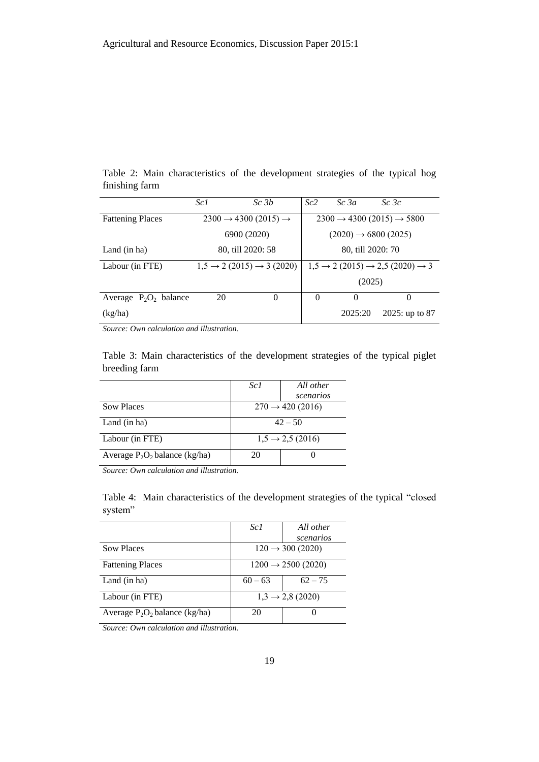Table 2: Main characteristics of the development strategies of the typical hog finishing farm

| | *Sc1* | *Sc 3b* | *Sc2* | *Sc 3a* | *Sc 3c* |
|---|---|---|---|---|---|
| Fattening Places | 2300 → 4300 (2015) → 6900 (2020) | | 2300 → 4300 (2015) → 5800 (2020) → 6800 (2025) | | |
| Land (in ha) | 80, till 2020: 58 | | 80, till 2020: 70 | | |
| Labour (in FTE) | 1,5 → 2 (2015) → 3 (2020) | | 1,5 → 2 (2015) → 2,5 (2020) → 3 (2025) | | |
| Average $P_2O_2$ balance (kg/ha) | 20 | 0 | 0 | 0<br>2025:20 | 0<br>2025: up to 87 |

*Source: Own calculation and illustration.*

Table 3: Main characteristics of the development strategies of the typical piglet breeding farm

| | *Sc1* | *All other scenarios* |
|---|---|---|
| Sow Places | 270 → 420 (2016) | |
| Land (in ha) | 42 – 50 | |
| Labour (in FTE) | 1,5 → 2,5 (2016) | |
| Average $P_2O_2$ balance (kg/ha) | 20 | 0 |

*Source: Own calculation and illustration.*

Table 4: Main characteristics of the development strategies of the typical "closed system"

| | *Sc1* | *All other scenarios* |
|---|---|---|
| Sow Places | 120 → 300 (2020) | |
| Fattening Places | 1200 → 2500 (2020) | |
| Land (in ha) | 60 – 63 | 62 – 75 |
| Labour (in FTE) | 1,3 → 2,8 (2020) | |
| Average $P_2O_2$ balance (kg/ha) | 20 | 0 |

*Source: Own calculation and illustration.*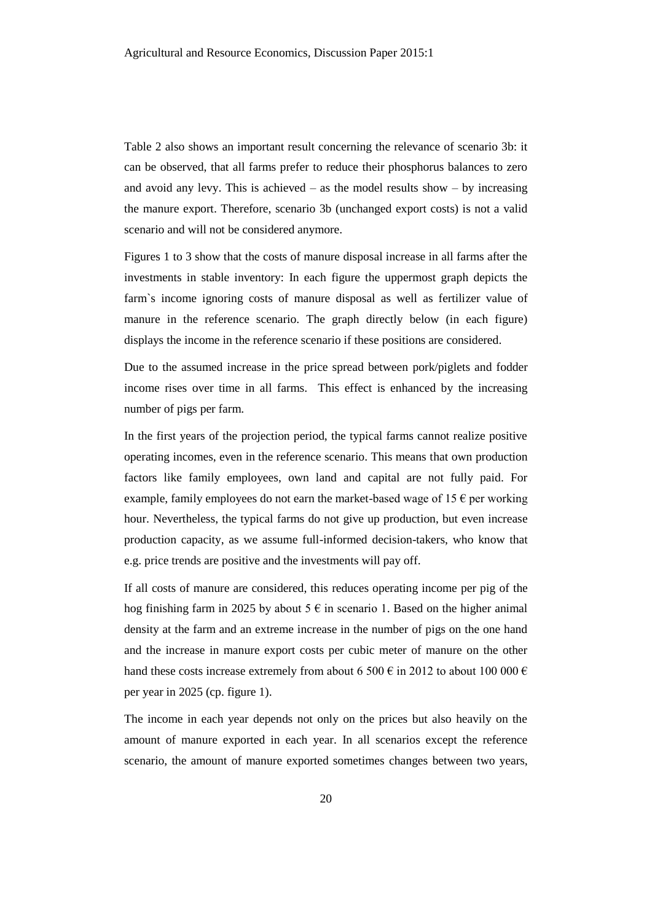Table 2 also shows an important result concerning the relevance of scenario 3b: it can be observed, that all farms prefer to reduce their phosphorus balances to zero and avoid any levy. This is achieved – as the model results show – by increasing the manure export. Therefore, scenario 3b (unchanged export costs) is not a valid scenario and will not be considered anymore.

Figures 1 to 3 show that the costs of manure disposal increase in all farms after the investments in stable inventory: In each figure the uppermost graph depicts the farm`s income ignoring costs of manure disposal as well as fertilizer value of manure in the reference scenario. The graph directly below (in each figure) displays the income in the reference scenario if these positions are considered.

Due to the assumed increase in the price spread between pork/piglets and fodder income rises over time in all farms. This effect is enhanced by the increasing number of pigs per farm.

In the first years of the projection period, the typical farms cannot realize positive operating incomes, even in the reference scenario. This means that own production factors like family employees, own land and capital are not fully paid. For example, family employees do not earn the market-based wage of 15 € per working hour. Nevertheless, the typical farms do not give up production, but even increase production capacity, as we assume full-informed decision-takers, who know that e.g. price trends are positive and the investments will pay off.

If all costs of manure are considered, this reduces operating income per pig of the hog finishing farm in 2025 by about 5 € in scenario 1. Based on the higher animal density at the farm and an extreme increase in the number of pigs on the one hand and the increase in manure export costs per cubic meter of manure on the other hand these costs increase extremely from about 6 500 € in 2012 to about 100 000 € per year in 2025 (cp. figure 1).

The income in each year depends not only on the prices but also heavily on the amount of manure exported in each year. In all scenarios except the reference scenario, the amount of manure exported sometimes changes between two years,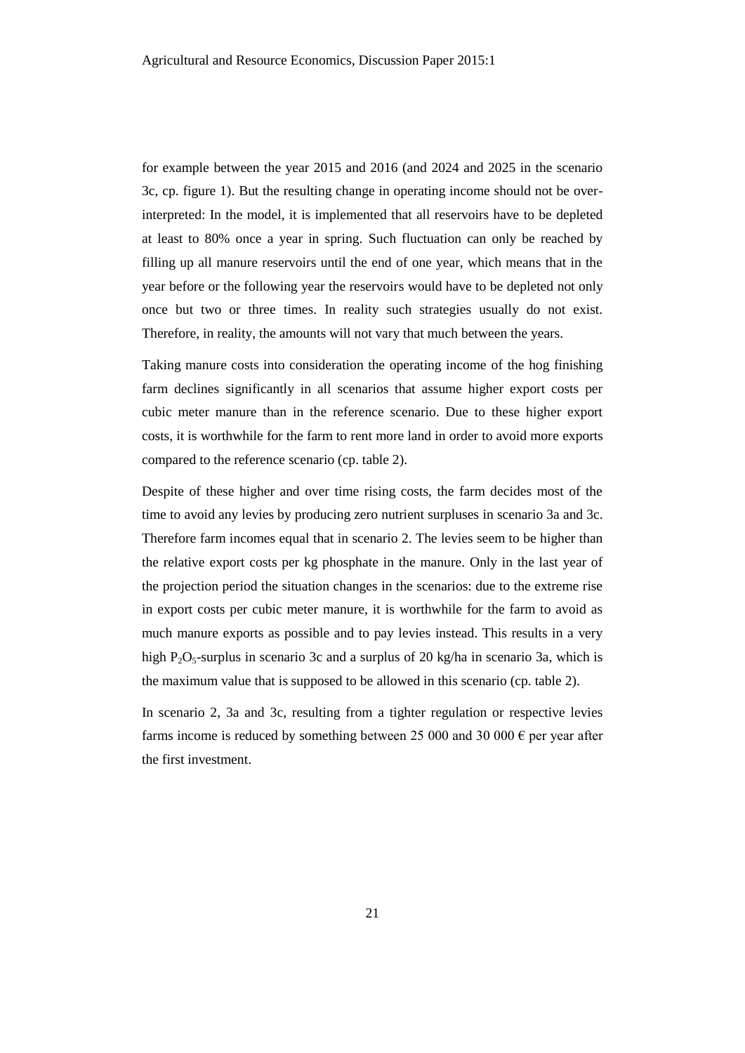for example between the year 2015 and 2016 (and 2024 and 2025 in the scenario 3c, cp. figure 1). But the resulting change in operating income should not be over-interpreted: In the model, it is implemented that all reservoirs have to be depleted at least to 80% once a year in spring. Such fluctuation can only be reached by filling up all manure reservoirs until the end of one year, which means that in the year before or the following year the reservoirs would have to be depleted not only once but two or three times. In reality such strategies usually do not exist. Therefore, in reality, the amounts will not vary that much between the years.

Taking manure costs into consideration the operating income of the hog finishing farm declines significantly in all scenarios that assume higher export costs per cubic meter manure than in the reference scenario. Due to these higher export costs, it is worthwhile for the farm to rent more land in order to avoid more exports compared to the reference scenario (cp. table 2).

Despite of these higher and over time rising costs, the farm decides most of the time to avoid any levies by producing zero nutrient surpluses in scenario 3a and 3c. Therefore farm incomes equal that in scenario 2. The levies seem to be higher than the relative export costs per kg phosphate in the manure. Only in the last year of the projection period the situation changes in the scenarios: due to the extreme rise in export costs per cubic meter manure, it is worthwhile for the farm to avoid as much manure exports as possible and to pay levies instead. This results in a very high $P_2O_5$-surplus in scenario 3c and a surplus of 20 kg/ha in scenario 3a, which is the maximum value that is supposed to be allowed in this scenario (cp. table 2).

In scenario 2, 3a and 3c, resulting from a tighter regulation or respective levies farms income is reduced by something between 25 000 and 30 000 € per year after the first investment.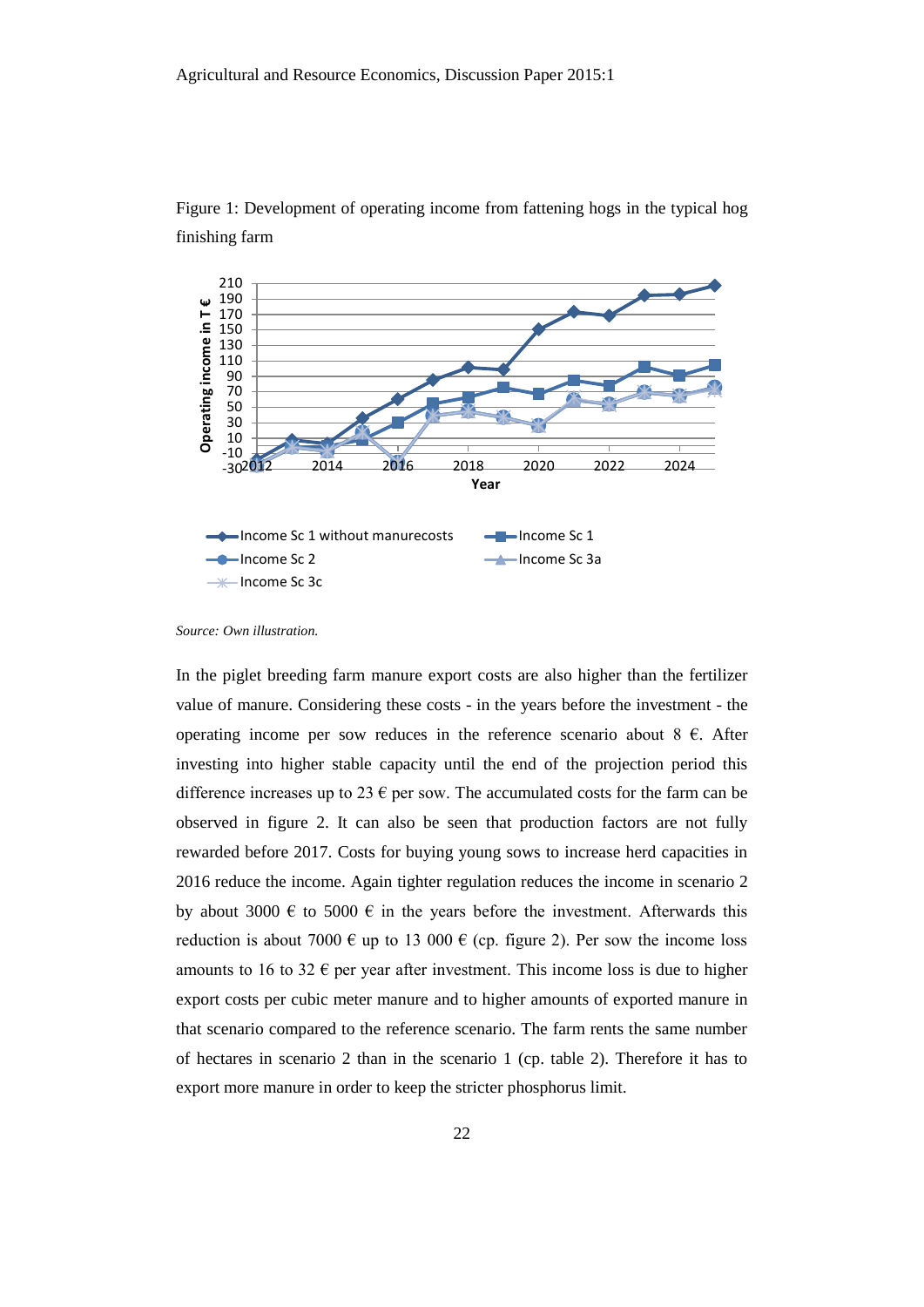Figure 1: Development of operating income from fattening hogs in the typical hog finishing farm

*Source: Own illustration.*

In the piglet breeding farm manure export costs are also higher than the fertilizer value of manure. Considering these costs - in the years before the investment - the operating income per sow reduces in the reference scenario about 8 €. After investing into higher stable capacity until the end of the projection period this difference increases up to 23 € per sow. The accumulated costs for the farm can be observed in figure 2. It can also be seen that production factors are not fully rewarded before 2017. Costs for buying young sows to increase herd capacities in 2016 reduce the income. Again tighter regulation reduces the income in scenario 2 by about 3000 € to 5000 € in the years before the investment. Afterwards this reduction is about 7000 € up to 13 000 € (cp. figure 2). Per sow the income loss amounts to 16 to 32 € per year after investment. This income loss is due to higher export costs per cubic meter manure and to higher amounts of exported manure in that scenario compared to the reference scenario. The farm rents the same number of hectares in scenario 2 than in the scenario 1 (cp. table 2). Therefore it has to export more manure in order to keep the stricter phosphorus limit.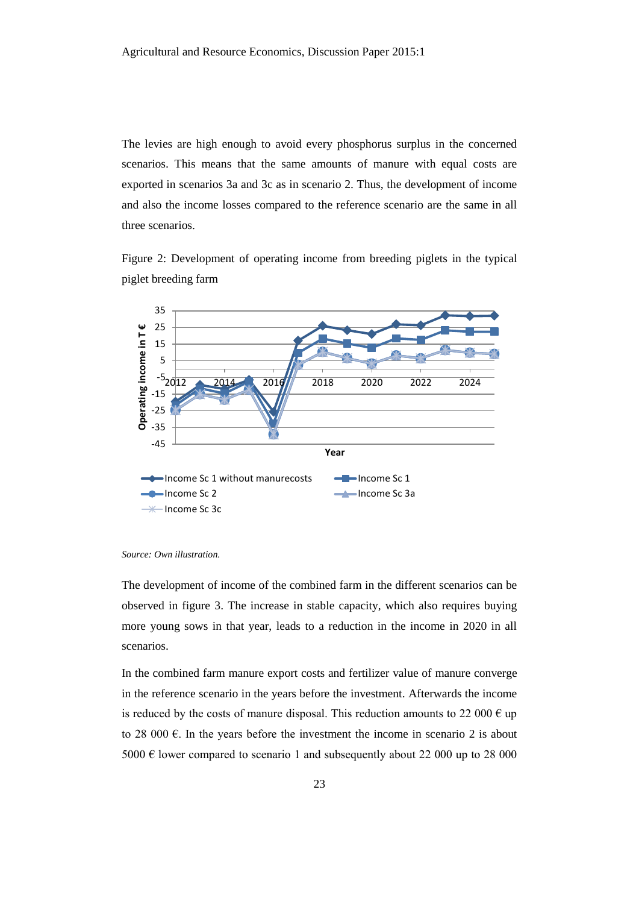The levies are high enough to avoid every phosphorus surplus in the concerned scenarios. This means that the same amounts of manure with equal costs are exported in scenarios 3a and 3c as in scenario 2. Thus, the development of income and also the income losses compared to the reference scenario are the same in all three scenarios.

Figure 2: Development of operating income from breeding piglets in the typical piglet breeding farm

*Source: Own illustration.*

The development of income of the combined farm in the different scenarios can be observed in figure 3. The increase in stable capacity, which also requires buying more young sows in that year, leads to a reduction in the income in 2020 in all scenarios.

In the combined farm manure export costs and fertilizer value of manure converge in the reference scenario in the years before the investment. Afterwards the income is reduced by the costs of manure disposal. This reduction amounts to 22 000 € up to 28 000 €. In the years before the investment the income in scenario 2 is about 5000 € lower compared to scenario 1 and subsequently about 22 000 up to 28 000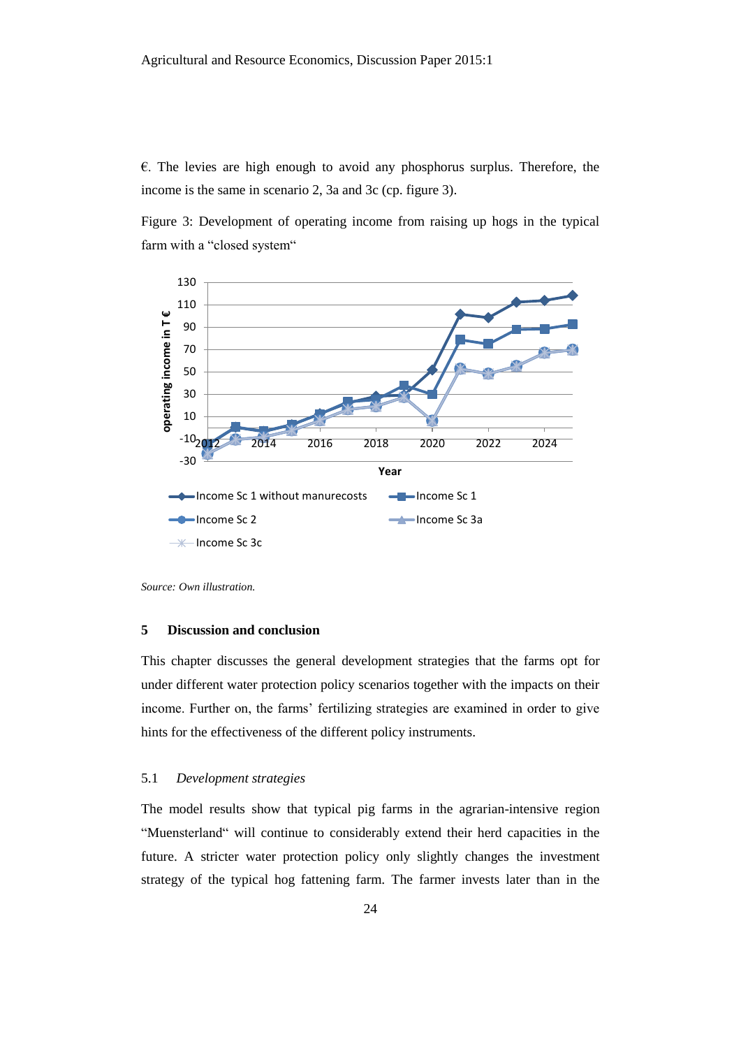€. The levies are high enough to avoid any phosphorus surplus. Therefore, the income is the same in scenario 2, 3a and 3c (cp. figure 3).

Figure 3: Development of operating income from raising up hogs in the typical farm with a "closed system"

*Source: Own illustration.*

## 5 Discussion and conclusion

This chapter discusses the general development strategies that the farms opt for under different water protection policy scenarios together with the impacts on their income. Further on, the farms' fertilizing strategies are examined in order to give hints for the effectiveness of the different policy instruments.

### 5.1 *Development strategies*

The model results show that typical pig farms in the agrarian-intensive region "Muensterland" will continue to considerably extend their herd capacities in the future. A stricter water protection policy only slightly changes the investment strategy of the typical hog fattening farm. The farmer invests later than in the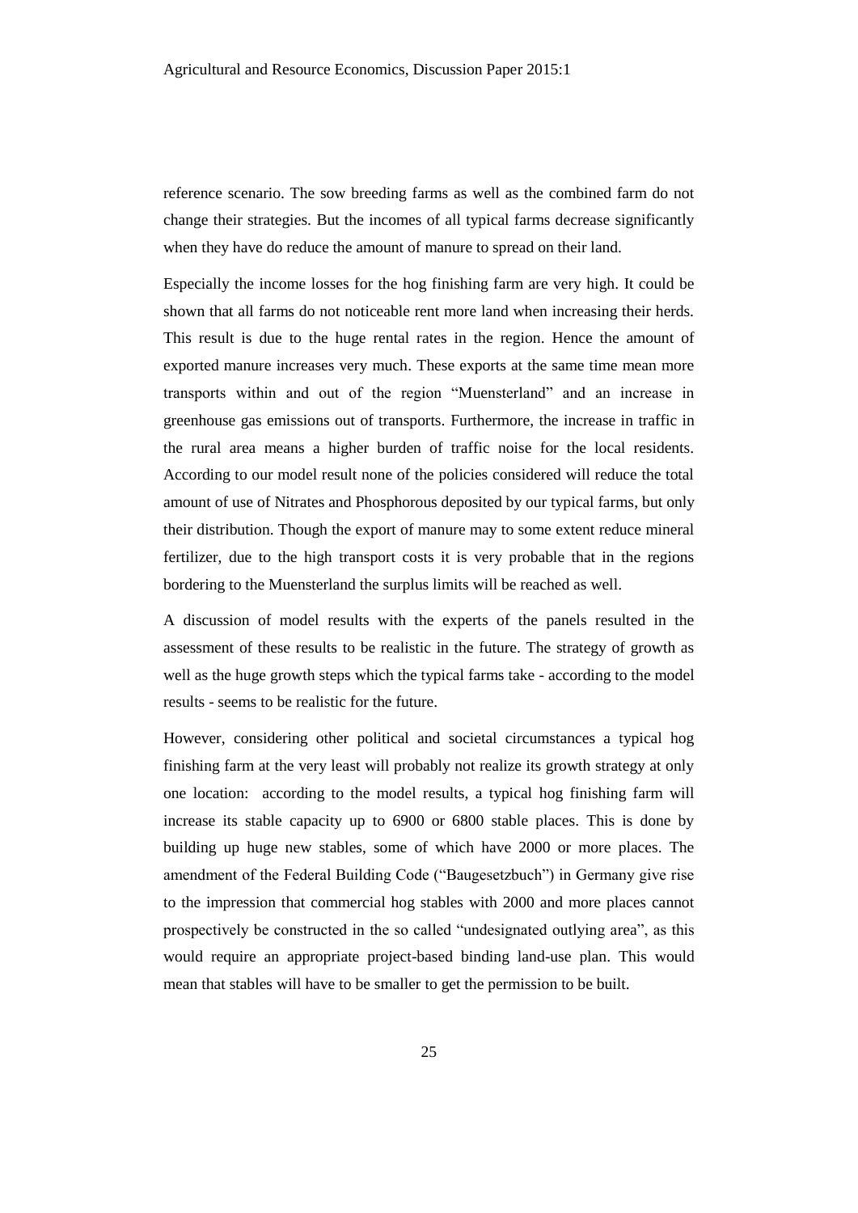reference scenario. The sow breeding farms as well as the combined farm do not change their strategies. But the incomes of all typical farms decrease significantly when they have do reduce the amount of manure to spread on their land.

Especially the income losses for the hog finishing farm are very high. It could be shown that all farms do not noticeable rent more land when increasing their herds. This result is due to the huge rental rates in the region. Hence the amount of exported manure increases very much. These exports at the same time mean more transports within and out of the region "Muensterland" and an increase in greenhouse gas emissions out of transports. Furthermore, the increase in traffic in the rural area means a higher burden of traffic noise for the local residents. According to our model result none of the policies considered will reduce the total amount of use of Nitrates and Phosphorous deposited by our typical farms, but only their distribution. Though the export of manure may to some extent reduce mineral fertilizer, due to the high transport costs it is very probable that in the regions bordering to the Muensterland the surplus limits will be reached as well.

A discussion of model results with the experts of the panels resulted in the assessment of these results to be realistic in the future. The strategy of growth as well as the huge growth steps which the typical farms take - according to the model results - seems to be realistic for the future.

However, considering other political and societal circumstances a typical hog finishing farm at the very least will probably not realize its growth strategy at only one location: according to the model results, a typical hog finishing farm will increase its stable capacity up to 6900 or 6800 stable places. This is done by building up huge new stables, some of which have 2000 or more places. The amendment of the Federal Building Code ("Baugesetzbuch") in Germany give rise to the impression that commercial hog stables with 2000 and more places cannot prospectively be constructed in the so called "undesignated outlying area", as this would require an appropriate project-based binding land-use plan. This would mean that stables will have to be smaller to get the permission to be built.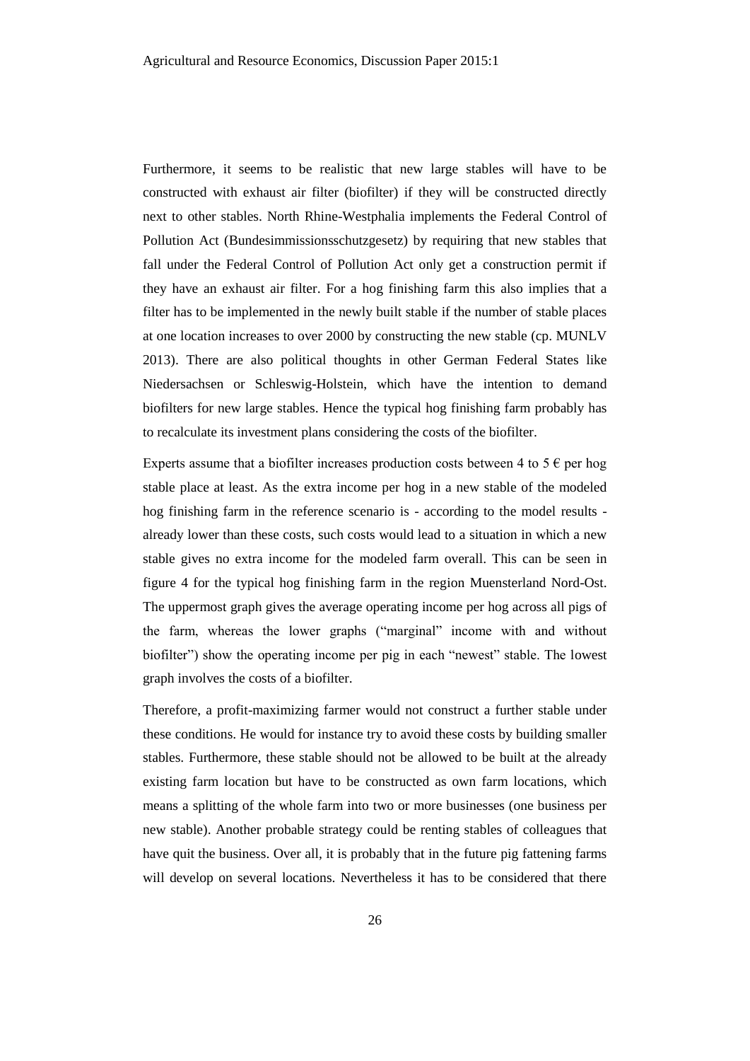Furthermore, it seems to be realistic that new large stables will have to be constructed with exhaust air filter (biofilter) if they will be constructed directly next to other stables. North Rhine-Westphalia implements the Federal Control of Pollution Act (Bundesimmissionsschutzgesetz) by requiring that new stables that fall under the Federal Control of Pollution Act only get a construction permit if they have an exhaust air filter. For a hog finishing farm this also implies that a filter has to be implemented in the newly built stable if the number of stable places at one location increases to over 2000 by constructing the new stable (cp. MUNLV 2013). There are also political thoughts in other German Federal States like Niedersachsen or Schleswig-Holstein, which have the intention to demand biofilters for new large stables. Hence the typical hog finishing farm probably has to recalculate its investment plans considering the costs of the biofilter.

Experts assume that a biofilter increases production costs between 4 to 5 € per hog stable place at least. As the extra income per hog in a new stable of the modeled hog finishing farm in the reference scenario is - according to the model results - already lower than these costs, such costs would lead to a situation in which a new stable gives no extra income for the modeled farm overall. This can be seen in figure 4 for the typical hog finishing farm in the region Muensterland Nord-Ost. The uppermost graph gives the average operating income per hog across all pigs of the farm, whereas the lower graphs ("marginal" income with and without biofilter") show the operating income per pig in each "newest" stable. The lowest graph involves the costs of a biofilter.

Therefore, a profit-maximizing farmer would not construct a further stable under these conditions. He would for instance try to avoid these costs by building smaller stables. Furthermore, these stable should not be allowed to be built at the already existing farm location but have to be constructed as own farm locations, which means a splitting of the whole farm into two or more businesses (one business per new stable). Another probable strategy could be renting stables of colleagues that have quit the business. Over all, it is probably that in the future pig fattening farms will develop on several locations. Nevertheless it has to be considered that there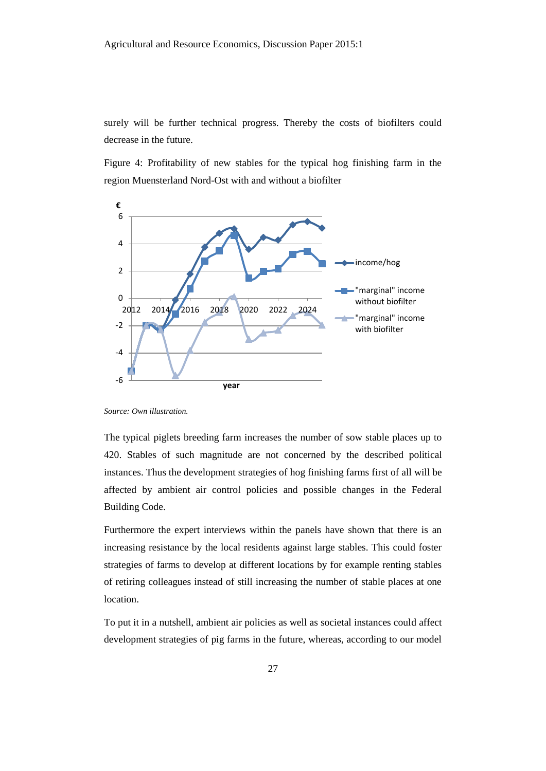surely will be further technical progress. Thereby the costs of biofilters could decrease in the future.

Figure 4: Profitability of new stables for the typical hog finishing farm in the region Muensterland Nord-Ost with and without a biofilter

*Source: Own illustration.*

The typical piglets breeding farm increases the number of sow stable places up to 420. Stables of such magnitude are not concerned by the described political instances. Thus the development strategies of hog finishing farms first of all will be affected by ambient air control policies and possible changes in the Federal Building Code.

Furthermore the expert interviews within the panels have shown that there is an increasing resistance by the local residents against large stables. This could foster strategies of farms to develop at different locations by for example renting stables of retiring colleagues instead of still increasing the number of stable places at one location.

To put it in a nutshell, ambient air policies as well as societal instances could affect development strategies of pig farms in the future, whereas, according to our model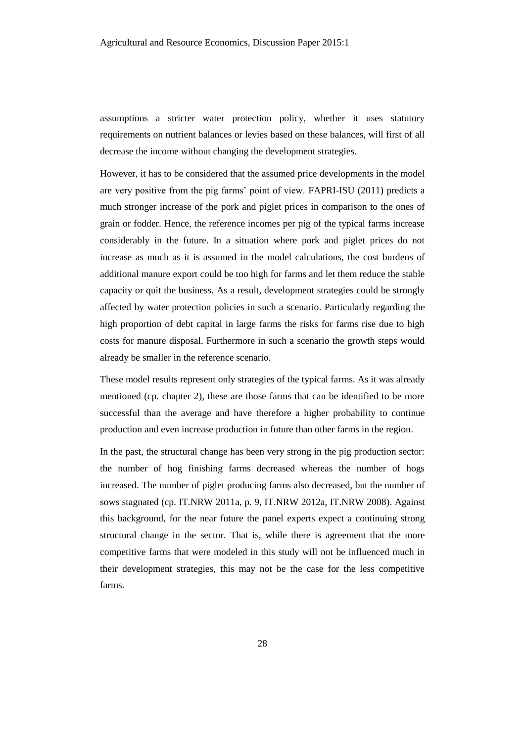assumptions a stricter water protection policy, whether it uses statutory requirements on nutrient balances or levies based on these balances, will first of all decrease the income without changing the development strategies.

However, it has to be considered that the assumed price developments in the model are very positive from the pig farms' point of view. FAPRI-ISU (2011) predicts a much stronger increase of the pork and piglet prices in comparison to the ones of grain or fodder. Hence, the reference incomes per pig of the typical farms increase considerably in the future. In a situation where pork and piglet prices do not increase as much as it is assumed in the model calculations, the cost burdens of additional manure export could be too high for farms and let them reduce the stable capacity or quit the business. As a result, development strategies could be strongly affected by water protection policies in such a scenario. Particularly regarding the high proportion of debt capital in large farms the risks for farms rise due to high costs for manure disposal. Furthermore in such a scenario the growth steps would already be smaller in the reference scenario.

These model results represent only strategies of the typical farms. As it was already mentioned (cp. chapter 2), these are those farms that can be identified to be more successful than the average and have therefore a higher probability to continue production and even increase production in future than other farms in the region.

In the past, the structural change has been very strong in the pig production sector: the number of hog finishing farms decreased whereas the number of hogs increased. The number of piglet producing farms also decreased, but the number of sows stagnated (cp. IT.NRW 2011a, p. 9, IT.NRW 2012a, IT.NRW 2008). Against this background, for the near future the panel experts expect a continuing strong structural change in the sector. That is, while there is agreement that the more competitive farms that were modeled in this study will not be influenced much in their development strategies, this may not be the case for the less competitive farms.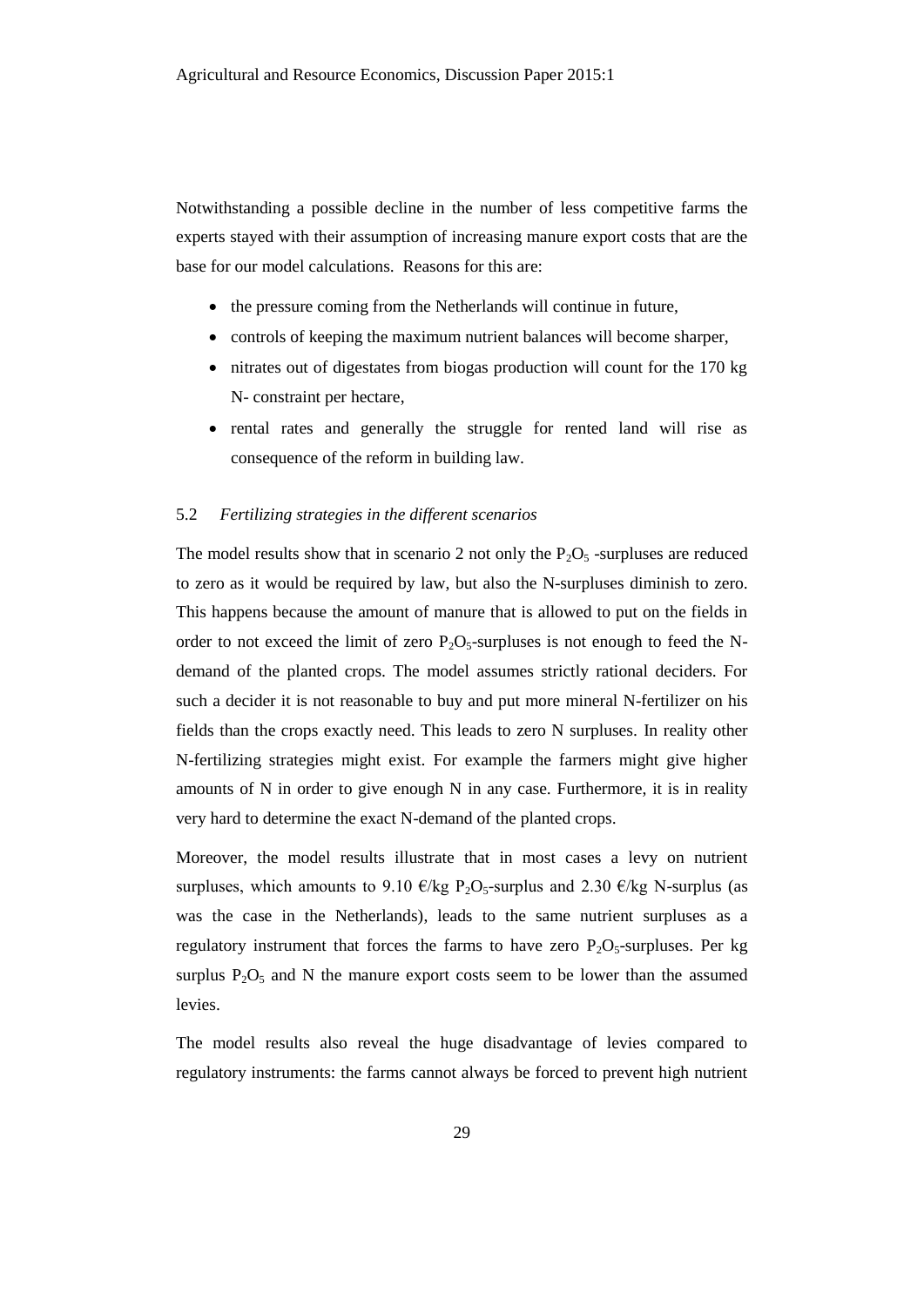Notwithstanding a possible decline in the number of less competitive farms the experts stayed with their assumption of increasing manure export costs that are the base for our model calculations. Reasons for this are:

- the pressure coming from the Netherlands will continue in future,
- controls of keeping the maximum nutrient balances will become sharper,
- nitrates out of digestates from biogas production will count for the 170 kg N- constraint per hectare,
- rental rates and generally the struggle for rented land will rise as consequence of the reform in building law.

### 5.2 *Fertilizing strategies in the different scenarios*

The model results show that in scenario 2 not only the $P_2O_5$ -surpluses are reduced to zero as it would be required by law, but also the N-surpluses diminish to zero. This happens because the amount of manure that is allowed to put on the fields in order to not exceed the limit of zero $P_2O_5$-surpluses is not enough to feed the N-demand of the planted crops. The model assumes strictly rational deciders. For such a decider it is not reasonable to buy and put more mineral N-fertilizer on his fields than the crops exactly need. This leads to zero N surpluses. In reality other N-fertilizing strategies might exist. For example the farmers might give higher amounts of N in order to give enough N in any case. Furthermore, it is in reality very hard to determine the exact N-demand of the planted crops.

Moreover, the model results illustrate that in most cases a levy on nutrient surpluses, which amounts to 9.10 €/kg $P_2O_5$-surplus and 2.30 €/kg N-surplus (as was the case in the Netherlands), leads to the same nutrient surpluses as a regulatory instrument that forces the farms to have zero $P_2O_5$-surpluses. Per kg surplus $P_2O_5$ and N the manure export costs seem to be lower than the assumed levies.

The model results also reveal the huge disadvantage of levies compared to regulatory instruments: the farms cannot always be forced to prevent high nutrient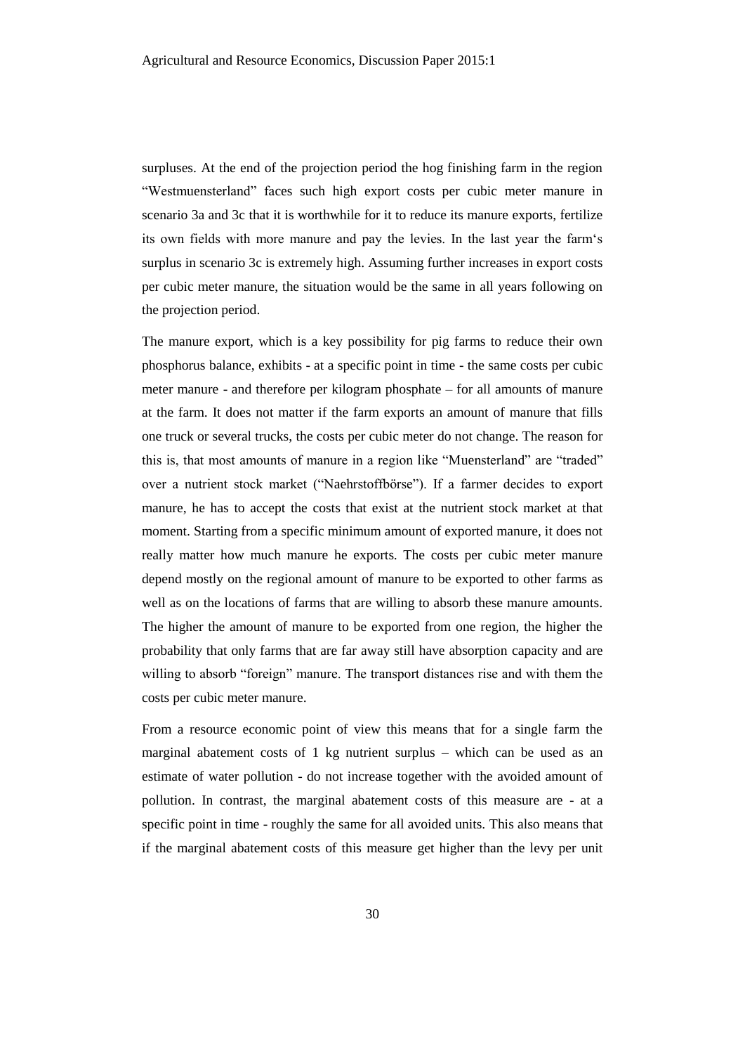surpluses. At the end of the projection period the hog finishing farm in the region "Westmuensterland" faces such high export costs per cubic meter manure in scenario 3a and 3c that it is worthwhile for it to reduce its manure exports, fertilize its own fields with more manure and pay the levies. In the last year the farm's surplus in scenario 3c is extremely high. Assuming further increases in export costs per cubic meter manure, the situation would be the same in all years following on the projection period.

The manure export, which is a key possibility for pig farms to reduce their own phosphorus balance, exhibits - at a specific point in time - the same costs per cubic meter manure - and therefore per kilogram phosphate – for all amounts of manure at the farm. It does not matter if the farm exports an amount of manure that fills one truck or several trucks, the costs per cubic meter do not change. The reason for this is, that most amounts of manure in a region like "Muensterland" are "traded" over a nutrient stock market ("Naehrstoffbörse"). If a farmer decides to export manure, he has to accept the costs that exist at the nutrient stock market at that moment. Starting from a specific minimum amount of exported manure, it does not really matter how much manure he exports. The costs per cubic meter manure depend mostly on the regional amount of manure to be exported to other farms as well as on the locations of farms that are willing to absorb these manure amounts. The higher the amount of manure to be exported from one region, the higher the probability that only farms that are far away still have absorption capacity and are willing to absorb "foreign" manure. The transport distances rise and with them the costs per cubic meter manure.

From a resource economic point of view this means that for a single farm the marginal abatement costs of 1 kg nutrient surplus – which can be used as an estimate of water pollution - do not increase together with the avoided amount of pollution. In contrast, the marginal abatement costs of this measure are - at a specific point in time - roughly the same for all avoided units. This also means that if the marginal abatement costs of this measure get higher than the levy per unit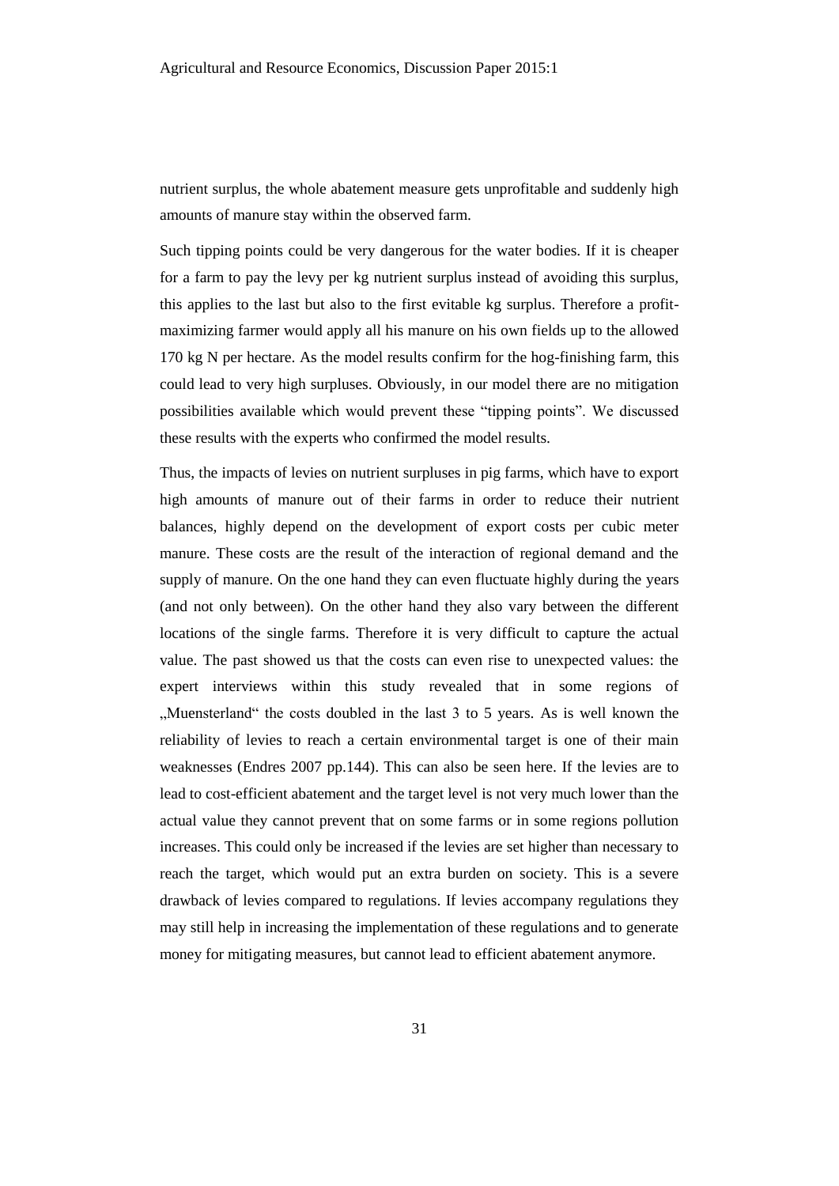nutrient surplus, the whole abatement measure gets unprofitable and suddenly high amounts of manure stay within the observed farm.

Such tipping points could be very dangerous for the water bodies. If it is cheaper for a farm to pay the levy per kg nutrient surplus instead of avoiding this surplus, this applies to the last but also to the first evitable kg surplus. Therefore a profit-maximizing farmer would apply all his manure on his own fields up to the allowed 170 kg N per hectare. As the model results confirm for the hog-finishing farm, this could lead to very high surpluses. Obviously, in our model there are no mitigation possibilities available which would prevent these "tipping points". We discussed these results with the experts who confirmed the model results.

Thus, the impacts of levies on nutrient surpluses in pig farms, which have to export high amounts of manure out of their farms in order to reduce their nutrient balances, highly depend on the development of export costs per cubic meter manure. These costs are the result of the interaction of regional demand and the supply of manure. On the one hand they can even fluctuate highly during the years (and not only between). On the other hand they also vary between the different locations of the single farms. Therefore it is very difficult to capture the actual value. The past showed us that the costs can even rise to unexpected values: the expert interviews within this study revealed that in some regions of „Muensterland" the costs doubled in the last 3 to 5 years. As is well known the reliability of levies to reach a certain environmental target is one of their main weaknesses (Endres 2007 pp.144). This can also be seen here. If the levies are to lead to cost-efficient abatement and the target level is not very much lower than the actual value they cannot prevent that on some farms or in some regions pollution increases. This could only be increased if the levies are set higher than necessary to reach the target, which would put an extra burden on society. This is a severe drawback of levies compared to regulations. If levies accompany regulations they may still help in increasing the implementation of these regulations and to generate money for mitigating measures, but cannot lead to efficient abatement anymore.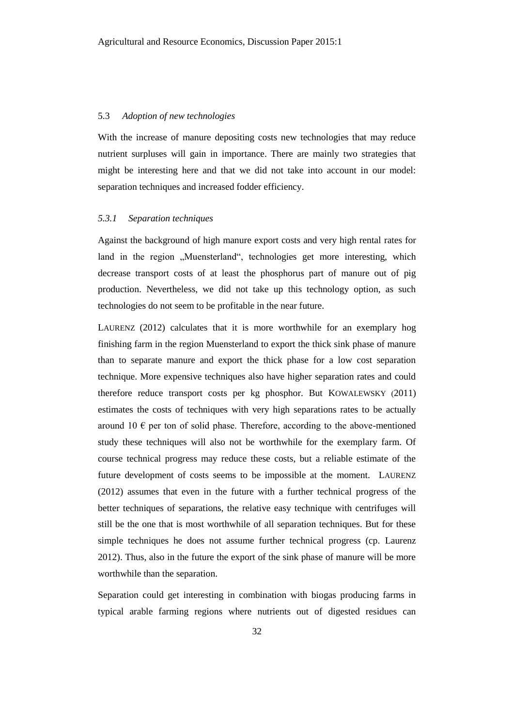## 5.3 *Adoption of new technologies*

With the increase of manure depositing costs new technologies that may reduce nutrient surpluses will gain in importance. There are mainly two strategies that might be interesting here and that we did not take into account in our model: separation techniques and increased fodder efficiency.

### *5.3.1 Separation techniques*

Against the background of high manure export costs and very high rental rates for land in the region „Muensterland", technologies get more interesting, which decrease transport costs of at least the phosphorus part of manure out of pig production. Nevertheless, we did not take up this technology option, as such technologies do not seem to be profitable in the near future.

LAURENZ (2012) calculates that it is more worthwhile for an exemplary hog finishing farm in the region Muensterland to export the thick sink phase of manure than to separate manure and export the thick phase for a low cost separation technique. More expensive techniques also have higher separation rates and could therefore reduce transport costs per kg phosphor. But KOWALEWSKY (2011) estimates the costs of techniques with very high separations rates to be actually around 10 € per ton of solid phase. Therefore, according to the above-mentioned study these techniques will also not be worthwhile for the exemplary farm. Of course technical progress may reduce these costs, but a reliable estimate of the future development of costs seems to be impossible at the moment. LAURENZ (2012) assumes that even in the future with a further technical progress of the better techniques of separations, the relative easy technique with centrifuges will still be the one that is most worthwhile of all separation techniques. But for these simple techniques he does not assume further technical progress (cp. Laurenz 2012). Thus, also in the future the export of the sink phase of manure will be more worthwhile than the separation.

Separation could get interesting in combination with biogas producing farms in typical arable farming regions where nutrients out of digested residues can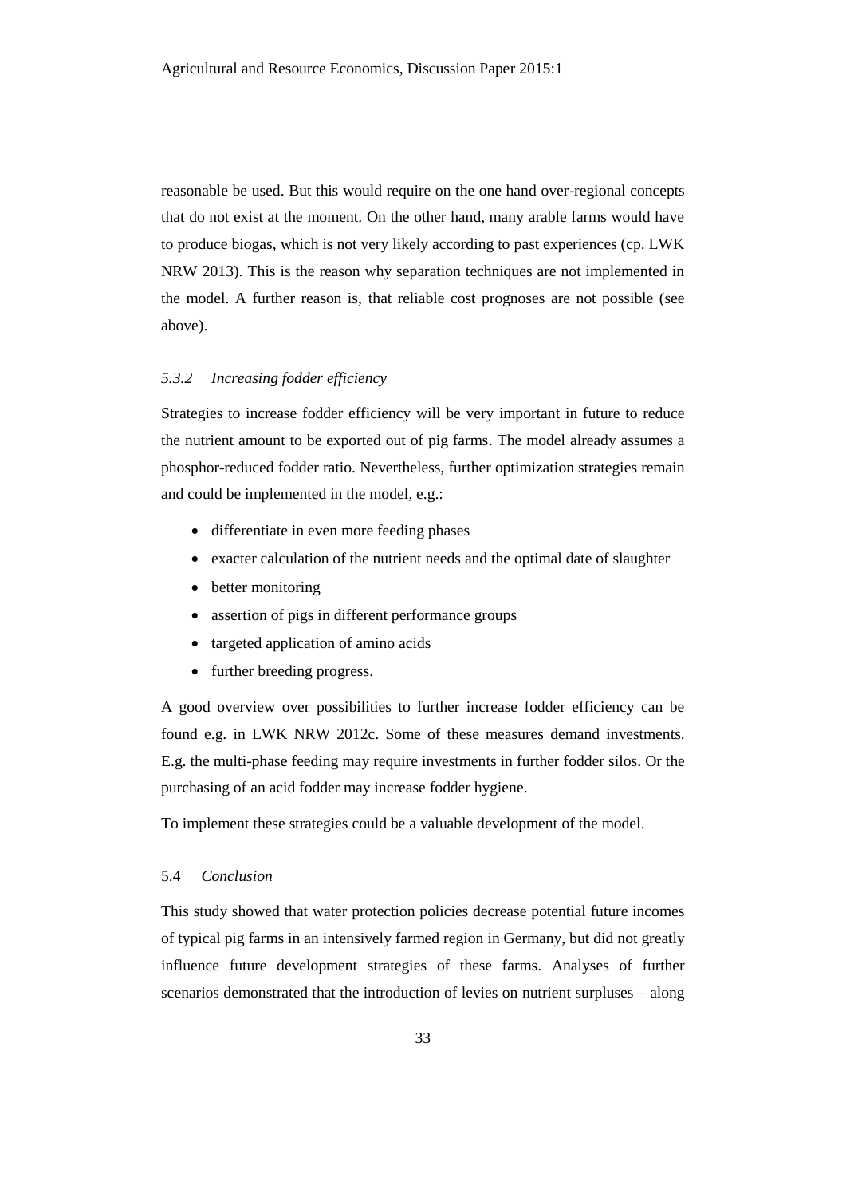reasonable be used. But this would require on the one hand over-regional concepts that do not exist at the moment. On the other hand, many arable farms would have to produce biogas, which is not very likely according to past experiences (cp. LWK NRW 2013). This is the reason why separation techniques are not implemented in the model. A further reason is, that reliable cost prognoses are not possible (see above).

### *5.3.2 Increasing fodder efficiency*

Strategies to increase fodder efficiency will be very important in future to reduce the nutrient amount to be exported out of pig farms. The model already assumes a phosphor-reduced fodder ratio. Nevertheless, further optimization strategies remain and could be implemented in the model, e.g.:

- differentiate in even more feeding phases
- exacter calculation of the nutrient needs and the optimal date of slaughter
- better monitoring
- assertion of pigs in different performance groups
- targeted application of amino acids
- further breeding progress.

A good overview over possibilities to further increase fodder efficiency can be found e.g. in LWK NRW 2012c. Some of these measures demand investments. E.g. the multi-phase feeding may require investments in further fodder silos. Or the purchasing of an acid fodder may increase fodder hygiene.

To implement these strategies could be a valuable development of the model.

## 5.4 *Conclusion*

This study showed that water protection policies decrease potential future incomes of typical pig farms in an intensively farmed region in Germany, but did not greatly influence future development strategies of these farms. Analyses of further scenarios demonstrated that the introduction of levies on nutrient surpluses – along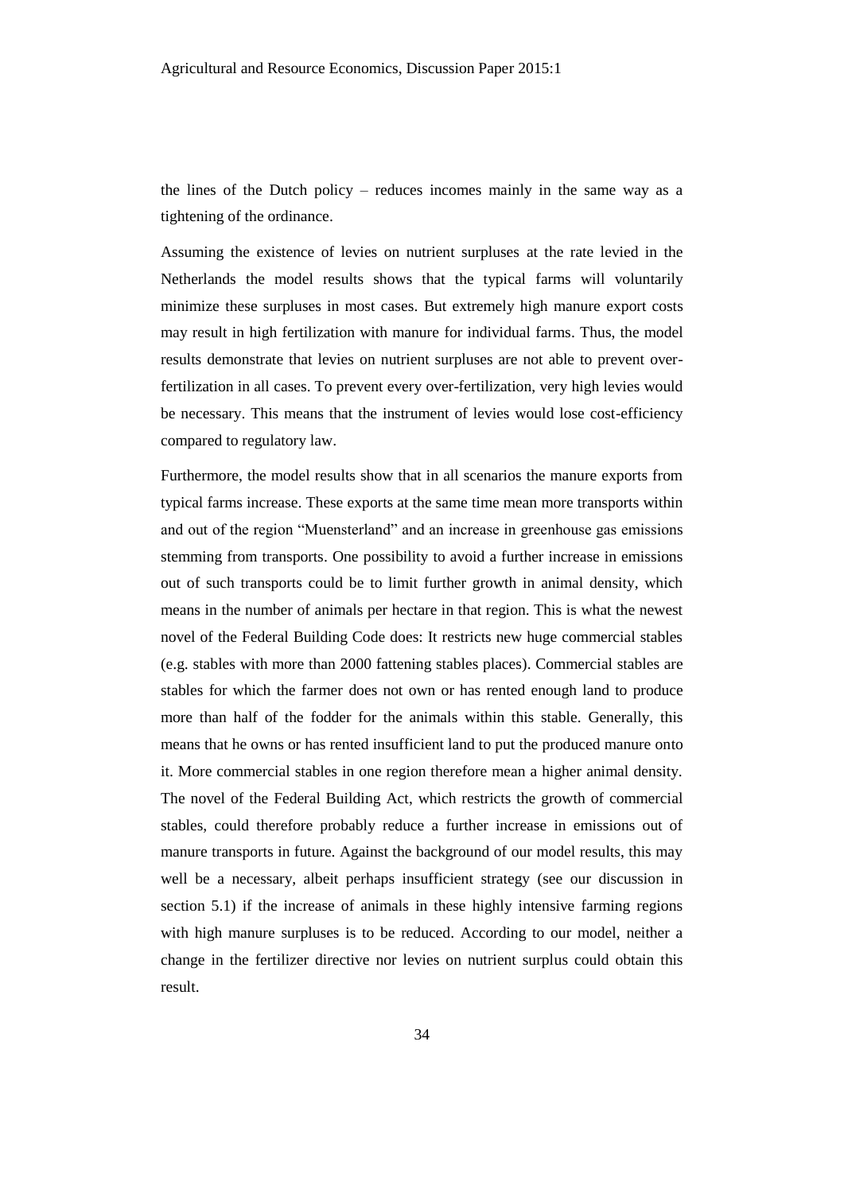the lines of the Dutch policy – reduces incomes mainly in the same way as a tightening of the ordinance.

Assuming the existence of levies on nutrient surpluses at the rate levied in the Netherlands the model results shows that the typical farms will voluntarily minimize these surpluses in most cases. But extremely high manure export costs may result in high fertilization with manure for individual farms. Thus, the model results demonstrate that levies on nutrient surpluses are not able to prevent over-fertilization in all cases. To prevent every over-fertilization, very high levies would be necessary. This means that the instrument of levies would lose cost-efficiency compared to regulatory law.

Furthermore, the model results show that in all scenarios the manure exports from typical farms increase. These exports at the same time mean more transports within and out of the region "Muensterland" and an increase in greenhouse gas emissions stemming from transports. One possibility to avoid a further increase in emissions out of such transports could be to limit further growth in animal density, which means in the number of animals per hectare in that region. This is what the newest novel of the Federal Building Code does: It restricts new huge commercial stables (e.g. stables with more than 2000 fattening stables places). Commercial stables are stables for which the farmer does not own or has rented enough land to produce more than half of the fodder for the animals within this stable. Generally, this means that he owns or has rented insufficient land to put the produced manure onto it. More commercial stables in one region therefore mean a higher animal density. The novel of the Federal Building Act, which restricts the growth of commercial stables, could therefore probably reduce a further increase in emissions out of manure transports in future. Against the background of our model results, this may well be a necessary, albeit perhaps insufficient strategy (see our discussion in section 5.1) if the increase of animals in these highly intensive farming regions with high manure surpluses is to be reduced. According to our model, neither a change in the fertilizer directive nor levies on nutrient surplus could obtain this result.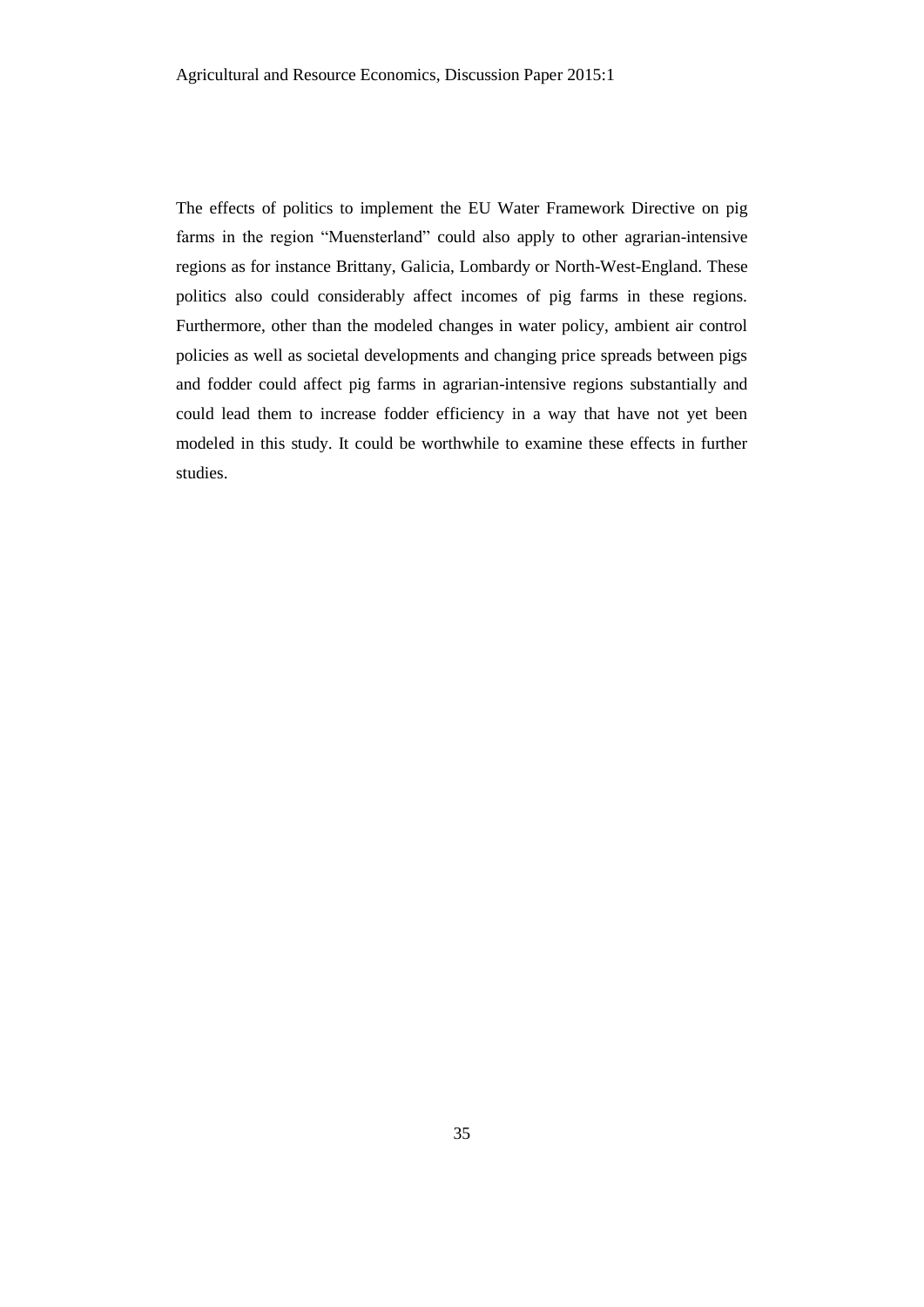The effects of politics to implement the EU Water Framework Directive on pig farms in the region "Muensterland" could also apply to other agrarian-intensive regions as for instance Brittany, Galicia, Lombardy or North-West-England. These politics also could considerably affect incomes of pig farms in these regions. Furthermore, other than the modeled changes in water policy, ambient air control policies as well as societal developments and changing price spreads between pigs and fodder could affect pig farms in agrarian-intensive regions substantially and could lead them to increase fodder efficiency in a way that have not yet been modeled in this study. It could be worthwhile to examine these effects in further studies.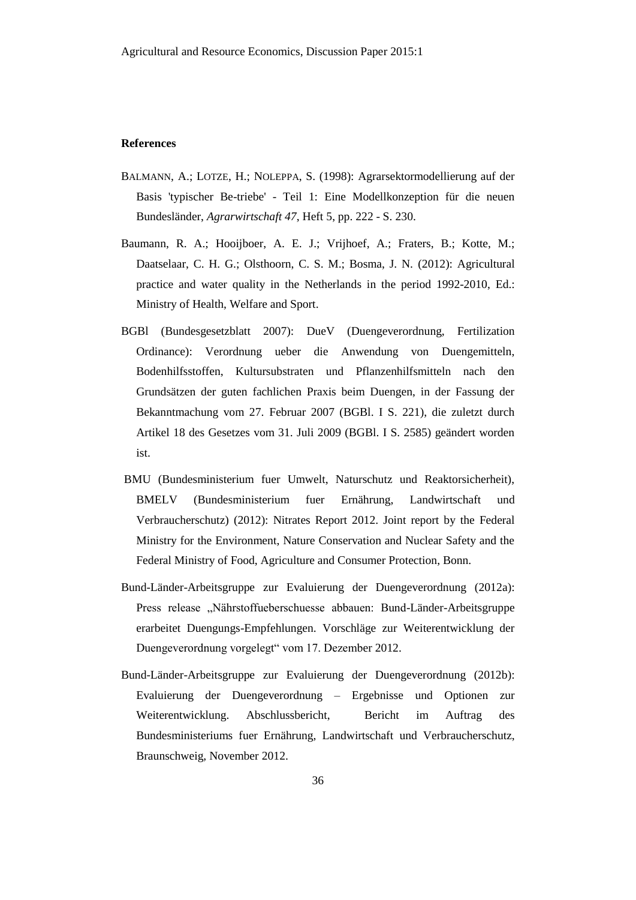**References**

Balmann, A.; Lotze, H.; Noleppa, S. (1998): Agrarsektormodellierung auf der Basis 'typischer Be-triebe' - Teil 1: Eine Modellkonzeption für die neuen Bundesländer, *Agrarwirtschaft 47*, Heft 5, pp. 222 - S. 230.

Baumann, R. A.; Hooijboer, A. E. J.; Vrijhoef, A.; Fraters, B.; Kotte, M.; Daatselaar, C. H. G.; Olsthoorn, C. S. M.; Bosma, J. N. (2012): Agricultural practice and water quality in the Netherlands in the period 1992-2010, Ed.: Ministry of Health, Welfare and Sport.

BGBl (Bundesgesetzblatt 2007): DueV (Duengeverordnung, Fertilization Ordinance): Verordnung ueber die Anwendung von Duengemitteln, Bodenhilfsstoffen, Kultursubstraten und Pflanzenhilfsmitteln nach den Grundsätzen der guten fachlichen Praxis beim Duengen, in der Fassung der Bekanntmachung vom 27. Februar 2007 (BGBl. I S. 221), die zuletzt durch Artikel 18 des Gesetzes vom 31. Juli 2009 (BGBl. I S. 2585) geändert worden ist.

BMU (Bundesministerium fuer Umwelt, Naturschutz und Reaktorsicherheit), BMELV (Bundesministerium fuer Ernährung, Landwirtschaft und Verbraucherschutz) (2012): Nitrates Report 2012. Joint report by the Federal Ministry for the Environment, Nature Conservation and Nuclear Safety and the Federal Ministry of Food, Agriculture and Consumer Protection, Bonn.

Bund-Länder-Arbeitsgruppe zur Evaluierung der Duengeverordnung (2012a): Press release „Nährstoffueberschuesse abbauen: Bund-Länder-Arbeitsgruppe erarbeitet Duengungs-Empfehlungen. Vorschläge zur Weiterentwicklung der Duengeverordnung vorgelegt" vom 17. Dezember 2012.

Bund-Länder-Arbeitsgruppe zur Evaluierung der Duengeverordnung (2012b): Evaluierung der Duengeverordnung – Ergebnisse und Optionen zur Weiterentwicklung. Abschlussbericht, Bericht im Auftrag des Bundesministeriums fuer Ernährung, Landwirtschaft und Verbraucherschutz, Braunschweig, November 2012.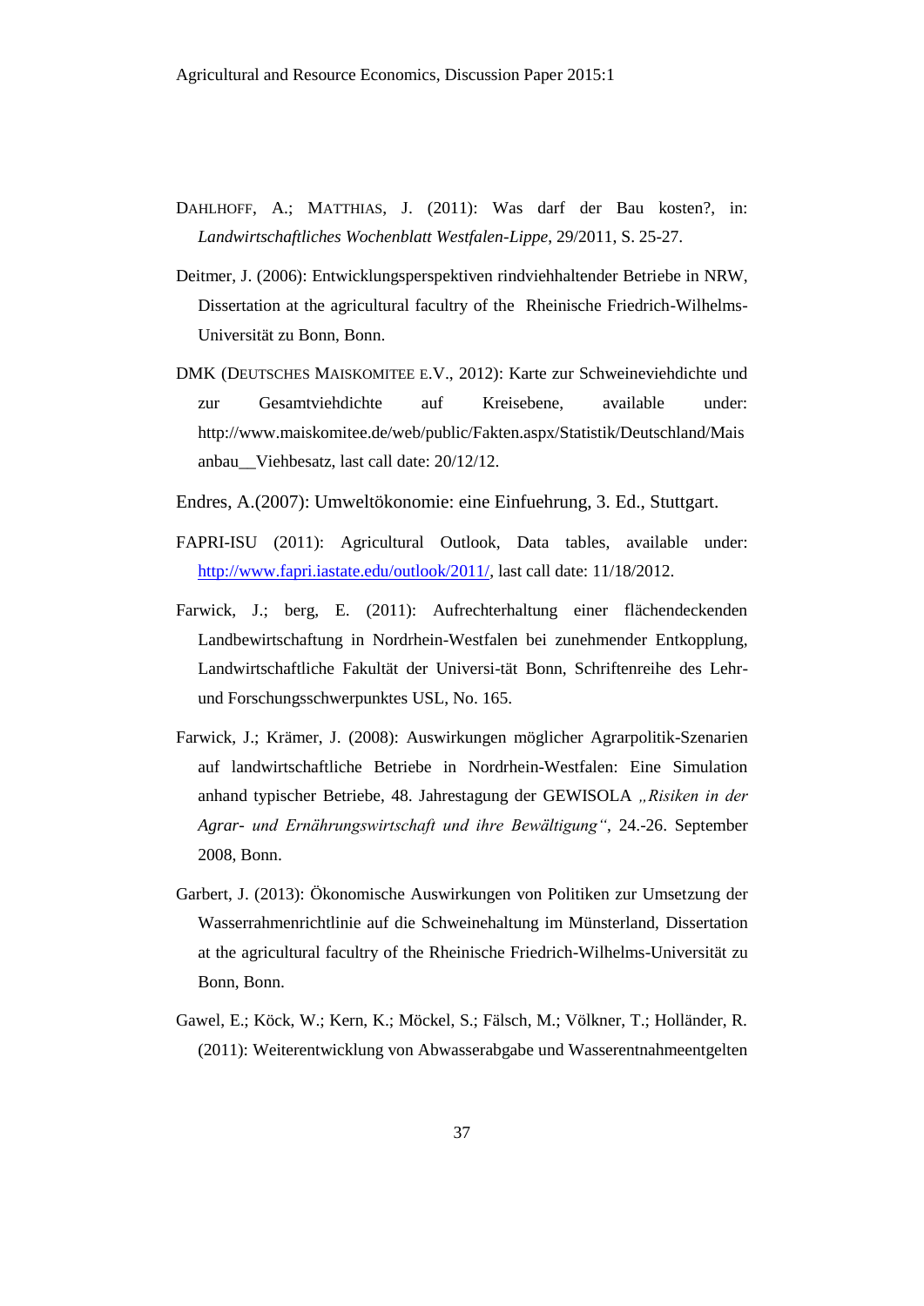DAHLHOFF, A.; MATTHIAS, J. (2011): Was darf der Bau kosten?, in: *Landwirtschaftliches Wochenblatt Westfalen-Lippe*, 29/2011, S. 25-27.

Deitmer, J. (2006): Entwicklungsperspektiven rindviehhaltender Betriebe in NRW, Dissertation at the agricultural faculty of the Rheinische Friedrich-Wilhelms-Universität zu Bonn, Bonn.

DMK (DEUTSCHES MAISKOMITEE E.V., 2012): Karte zur Schweineviehdichte und zur Gesamtviehdichte auf Kreisebene, available under: http://www.maiskomitee.de/web/public/Fakten.aspx/Statistik/Deutschland/Maisanbau__Viehbesatz, last call date: 20/12/12.

Endres, A.(2007): Umweltökonomie: eine Einfuehrung, 3. Ed., Stuttgart.

FAPRI-ISU (2011): Agricultural Outlook, Data tables, available under: http://www.fapri.iastate.edu/outlook/2011/, last call date: 11/18/2012.

Farwick, J.; berg, E. (2011): Aufrechterhaltung einer flächendeckenden Landbewirtschaftung in Nordrhein-Westfalen bei zunehmender Entkopplung, Landwirtschaftliche Fakultät der Universi-tät Bonn, Schriftenreihe des Lehr- und Forschungsschwerpunktes USL, No. 165.

Farwick, J.; Krämer, J. (2008): Auswirkungen möglicher Agrarpolitik-Szenarien auf landwirtschaftliche Betriebe in Nordrhein-Westfalen: Eine Simulation anhand typischer Betriebe, 48. Jahrestagung der GEWISOLA *„Risiken in der Agrar- und Ernährungswirtschaft und ihre Bewältigung“*, 24.-26. September 2008, Bonn.

Garbert, J. (2013): Ökonomische Auswirkungen von Politiken zur Umsetzung der Wasserrahmenrichtlinie auf die Schweinehaltung im Münsterland, Dissertation at the agricultural faculty of the Rheinische Friedrich-Wilhelms-Universität zu Bonn, Bonn.

Gawel, E.; Köck, W.; Kern, K.; Möckel, S.; Fälsch, M.; Völkner, T.; Holländer, R. (2011): Weiterentwicklung von Abwasserabgabe und Wasserentnahmeentgelten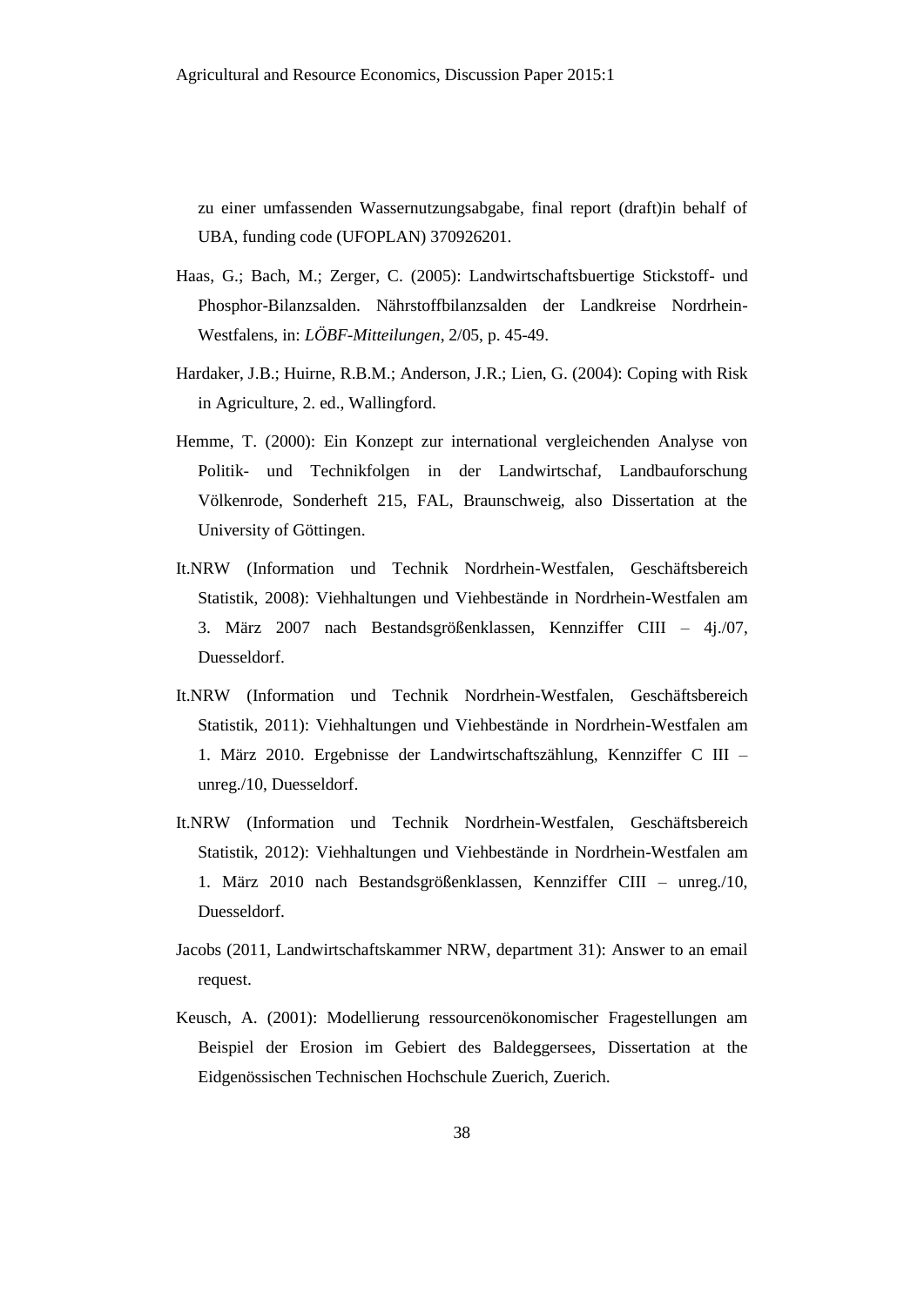zu einer umfassenden Wassernutzungsabgabe, final report (draft)in behalf of UBA, funding code (UFOPLAN) 370926201.

Haas, G.; Bach, M.; Zerger, C. (2005): Landwirtschaftsbuertige Stickstoff- und Phosphor-Bilanzsalden. Nährstoffbilanzsalden der Landkreise Nordrhein-Westfalens, in: *LÖBF-Mitteilungen*, 2/05, p. 45-49.

Hardaker, J.B.; Huirne, R.B.M.; Anderson, J.R.; Lien, G. (2004): Coping with Risk in Agriculture, 2. ed., Wallingford.

Hemme, T. (2000): Ein Konzept zur international vergleichenden Analyse von Politik- und Technikfolgen in der Landwirtschaf, Landbauforschung Völkenrode, Sonderheft 215, FAL, Braunschweig, also Dissertation at the University of Göttingen.

It.NRW (Information und Technik Nordrhein-Westfalen, Geschäftsbereich Statistik, 2008): Viehhaltungen und Viehbestände in Nordrhein-Westfalen am 3. März 2007 nach Bestandsgrößenklassen, Kennziffer CIII – 4j./07, Duesseldorf.

It.NRW (Information und Technik Nordrhein-Westfalen, Geschäftsbereich Statistik, 2011): Viehhaltungen und Viehbestände in Nordrhein-Westfalen am 1. März 2010. Ergebnisse der Landwirtschaftszählung, Kennziffer C III – unreg./10, Duesseldorf.

It.NRW (Information und Technik Nordrhein-Westfalen, Geschäftsbereich Statistik, 2012): Viehhaltungen und Viehbestände in Nordrhein-Westfalen am 1. März 2010 nach Bestandsgrößenklassen, Kennziffer CIII – unreg./10, Duesseldorf.

Jacobs (2011, Landwirtschaftskammer NRW, department 31): Answer to an email request.

Keusch, A. (2001): Modellierung ressourcenökonomischer Fragestellungen am Beispiel der Erosion im Gebiert des Baldeggersees, Dissertation at the Eidgenössischen Technischen Hochschule Zuerich, Zuerich.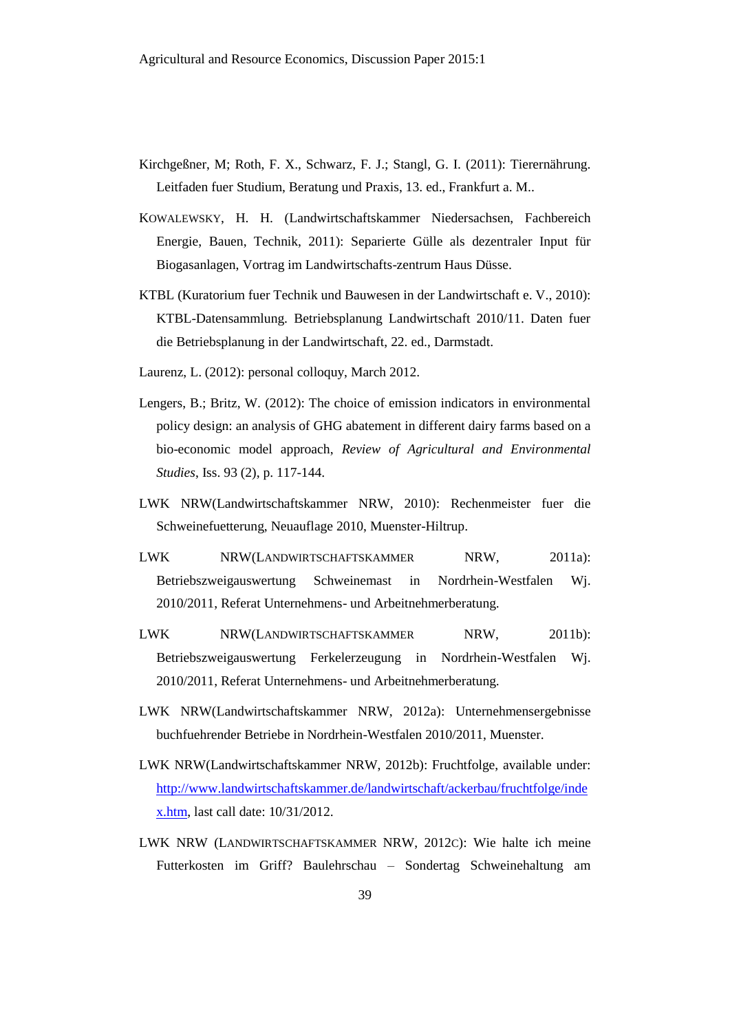Kirchgeßner, M; Roth, F. X., Schwarz, F. J.; Stangl, G. I. (2011): Tierernährung. Leitfaden fuer Studium, Beratung und Praxis, 13. ed., Frankfurt a. M..

KOWALEWSKY, H. H. (Landwirtschaftskammer Niedersachsen, Fachbereich Energie, Bauen, Technik, 2011): Separierte Gülle als dezentraler Input für Biogasanlagen, Vortrag im Landwirtschafts-zentrum Haus Düsse.

KTBL (Kuratorium fuer Technik und Bauwesen in der Landwirtschaft e. V., 2010): KTBL-Datensammlung. Betriebsplanung Landwirtschaft 2010/11. Daten fuer die Betriebsplanung in der Landwirtschaft, 22. ed., Darmstadt.

Laurenz, L. (2012): personal colloquy, March 2012.

Lengers, B.; Britz, W. (2012): The choice of emission indicators in environmental policy design: an analysis of GHG abatement in different dairy farms based on a bio-economic model approach, *Review of Agricultural and Environmental Studies*, Iss. 93 (2), p. 117-144.

LWK NRW(Landwirtschaftskammer NRW, 2010): Rechenmeister fuer die Schweinefuetterung, Neuauflage 2010, Muenster-Hiltrup.

LWK NRW(LANDWIRTSCHAFTSKAMMER NRW, 2011a): Betriebszweigauswertung Schweinemast in Nordrhein-Westfalen Wj. 2010/2011, Referat Unternehmens- und Arbeitnehmerberatung.

LWK NRW(LANDWIRTSCHAFTSKAMMER NRW, 2011b): Betriebszweigauswertung Ferkelerzeugung in Nordrhein-Westfalen Wj. 2010/2011, Referat Unternehmens- und Arbeitnehmerberatung.

LWK NRW(Landwirtschaftskammer NRW, 2012a): Unternehmensergebnisse buchfuehrender Betriebe in Nordrhein-Westfalen 2010/2011, Muenster.

LWK NRW(Landwirtschaftskammer NRW, 2012b): Fruchtfolge, available under: http://www.landwirtschaftskammer.de/landwirtschaft/ackerbau/fruchtfolge/index.htm, last call date: 10/31/2012.

LWK NRW (LANDWIRTSCHAFTSKAMMER NRW, 2012C): Wie halte ich meine Futterkosten im Griff? Baulehrschau – Sondertag Schweinehaltung am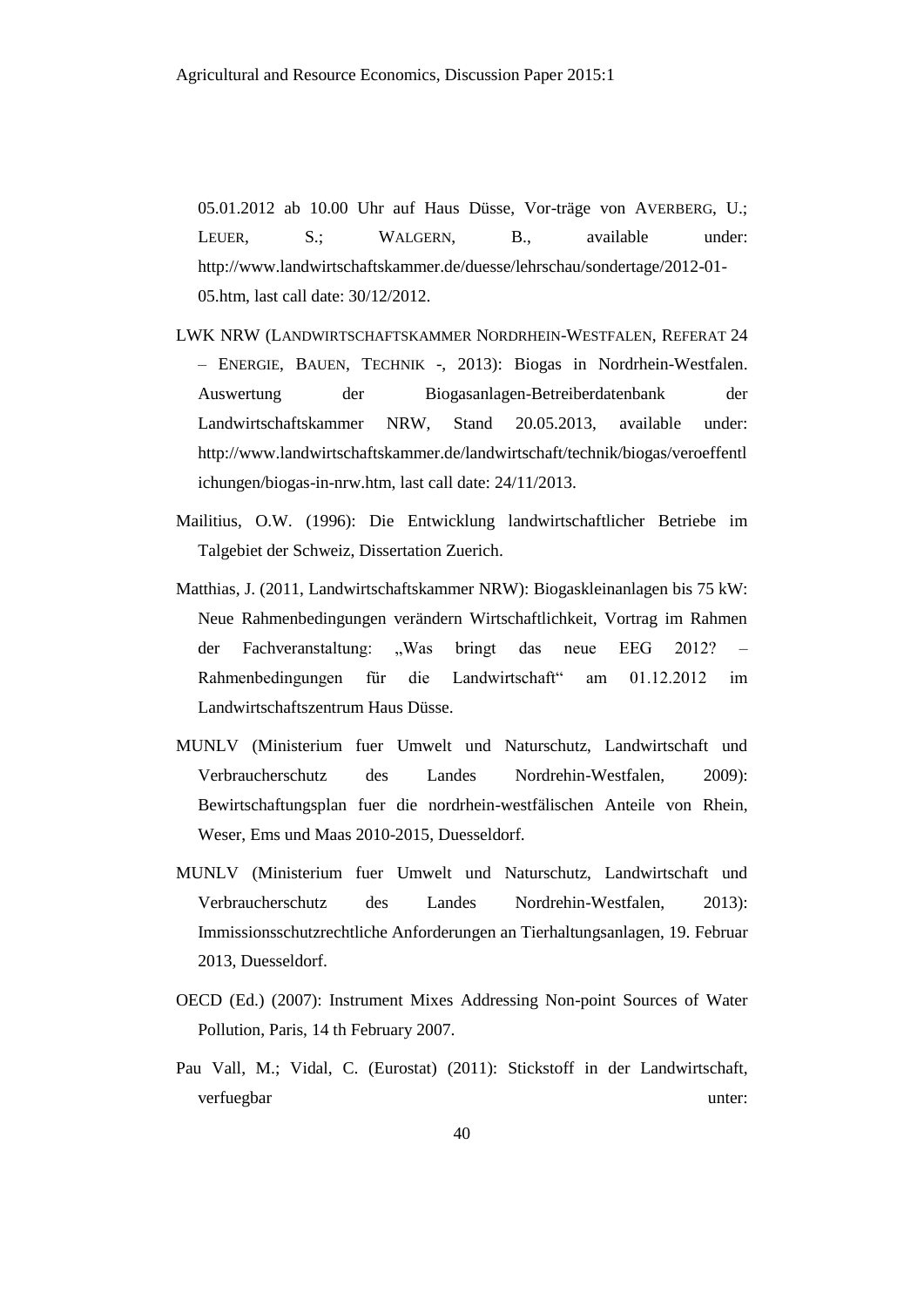05.01.2012 ab 10.00 Uhr auf Haus Düsse, Vor-träge von AVERBERG, U.; LEUER, S.; WALGERN, B., available under: http://www.landwirtschaftskammer.de/duesse/lehrschau/sondertage/2012-01-05.htm, last call date: 30/12/2012.

LWK NRW (LANDWIRTSCHAFTSKAMMER NORDRHEIN-WESTFALEN, REFERAT 24 – ENERGIE, BAUEN, TECHNIK -, 2013): Biogas in Nordrhein-Westfalen. Auswertung der Biogasanlagen-Betreiberdatenbank der Landwirtschaftskammer NRW, Stand 20.05.2013, available under: http://www.landwirtschaftskammer.de/landwirtschaft/technik/biogas/veroeffentlichungen/biogas-in-nrw.htm, last call date: 24/11/2013.

Mailitius, O.W. (1996): Die Entwicklung landwirtschaftlicher Betriebe im Talgebiet der Schweiz, Dissertation Zuerich.

Matthias, J. (2011, Landwirtschaftskammer NRW): Biogaskleinanlagen bis 75 kW: Neue Rahmenbedingungen verändern Wirtschaftlichkeit, Vortrag im Rahmen der Fachveranstaltung: „Was bringt das neue EEG 2012? – Rahmenbedingungen für die Landwirtschaft" am 01.12.2012 im Landwirtschaftszentrum Haus Düsse.

MUNLV (Ministerium fuer Umwelt und Naturschutz, Landwirtschaft und Verbraucherschutz des Landes Nordrehin-Westfalen, 2009): Bewirtschaftungsplan fuer die nordrhein-westfälischen Anteile von Rhein, Weser, Ems und Maas 2010-2015, Duesseldorf.

MUNLV (Ministerium fuer Umwelt und Naturschutz, Landwirtschaft und Verbraucherschutz des Landes Nordrehin-Westfalen, 2013): Immissionsschutzrechtliche Anforderungen an Tierhaltungsanlagen, 19. Februar 2013, Duesseldorf.

OECD (Ed.) (2007): Instrument Mixes Addressing Non-point Sources of Water Pollution, Paris, 14 th February 2007.

Pau Vall, M.; Vidal, C. (Eurostat) (2011): Stickstoff in der Landwirtschaft, verfuegbar unter: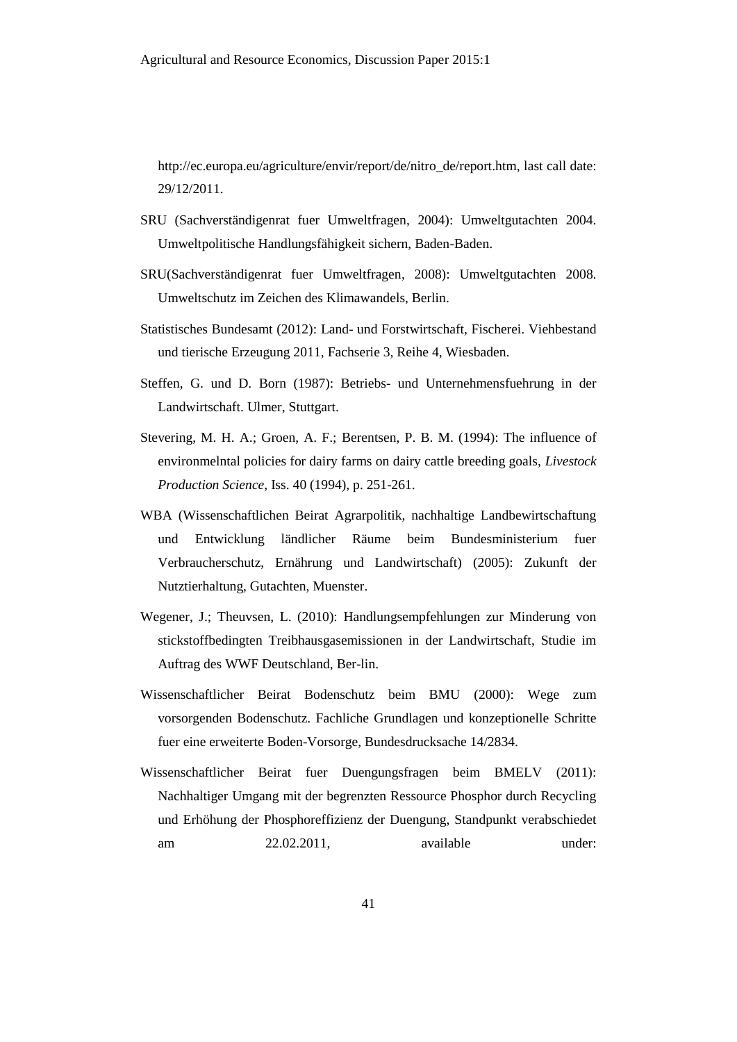http://ec.europa.eu/agriculture/envir/report/de/nitro_de/report.htm, last call date: 29/12/2011.

SRU (Sachverständigenrat fuer Umweltfragen, 2004): Umweltgutachten 2004. Umweltpolitische Handlungsfähigkeit sichern, Baden-Baden.

SRU(Sachverständigenrat fuer Umweltfragen, 2008): Umweltgutachten 2008. Umweltschutz im Zeichen des Klimawandels, Berlin.

Statistisches Bundesamt (2012): Land- und Forstwirtschaft, Fischerei. Viehbestand und tierische Erzeugung 2011, Fachserie 3, Reihe 4, Wiesbaden.

Steffen, G. und D. Born (1987): Betriebs- und Unternehmensfuehrung in der Landwirtschaft. Ulmer, Stuttgart.

Stevering, M. H. A.; Groen, A. F.; Berentsen, P. B. M. (1994): The influence of environmelntal policies for dairy farms on dairy cattle breeding goals, *Livestock Production Science*, Iss. 40 (1994), p. 251-261.

WBA (Wissenschaftlichen Beirat Agrarpolitik, nachhaltige Landbewirtschaftung und Entwicklung ländlicher Räume beim Bundesministerium fuer Verbraucherschutz, Ernährung und Landwirtschaft) (2005): Zukunft der Nutztierhaltung, Gutachten, Muenster.

Wegener, J.; Theuvsen, L. (2010): Handlungsempfehlungen zur Minderung von stickstoffbedingten Treibhausgasemissionen in der Landwirtschaft, Studie im Auftrag des WWF Deutschland, Ber-lin.

Wissenschaftlicher Beirat Bodenschutz beim BMU (2000): Wege zum vorsorgenden Bodenschutz. Fachliche Grundlagen und konzeptionelle Schritte fuer eine erweiterte Boden-Vorsorge, Bundesdrucksache 14/2834.

Wissenschaftlicher Beirat fuer Duengungsfragen beim BMELV (2011): Nachhaltiger Umgang mit der begrenzten Ressource Phosphor durch Recycling und Erhöhung der Phosphoreffizienz der Duengung, Standpunkt verabschiedet am 22.02.2011, available under: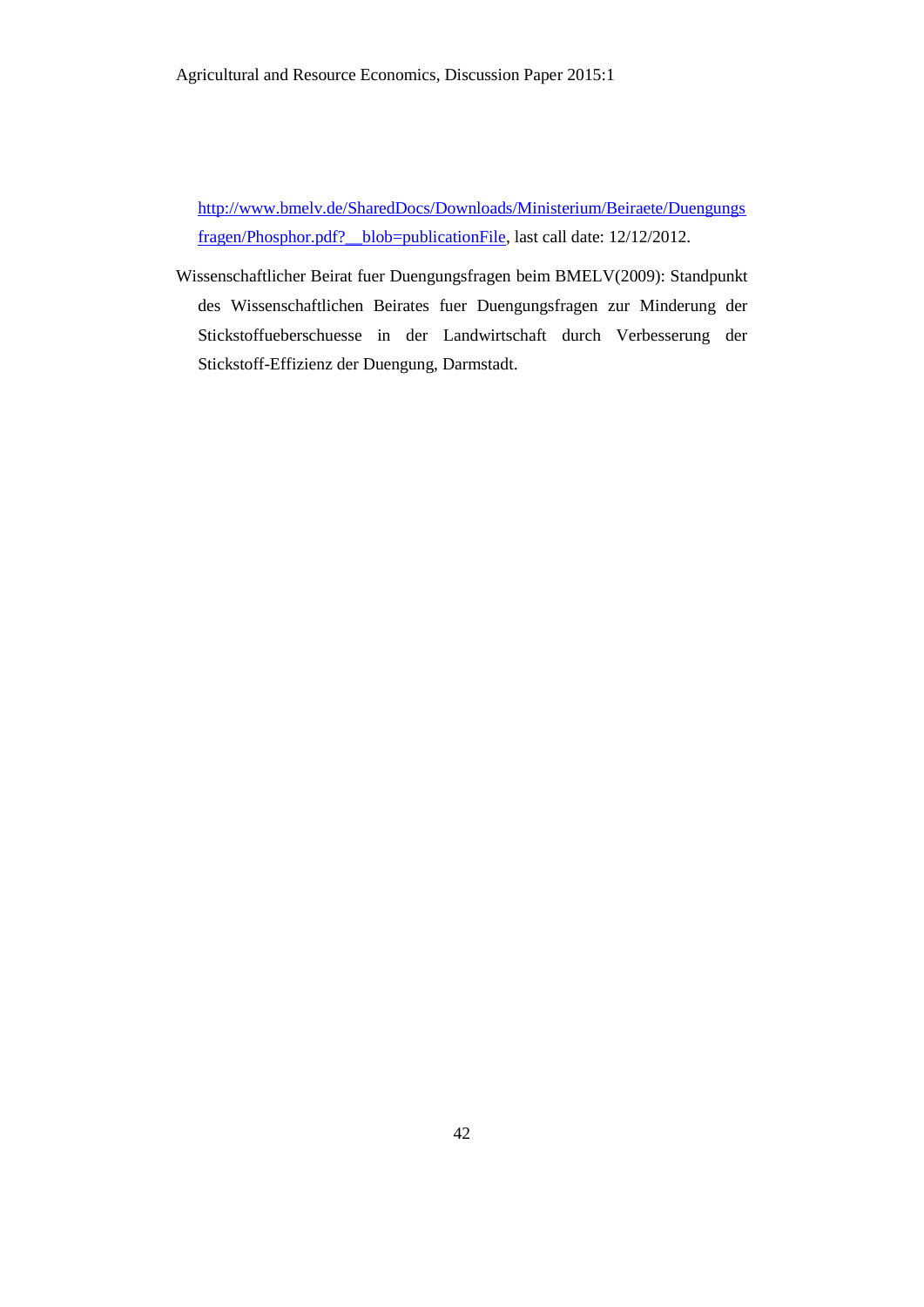http://www.bmelv.de/SharedDocs/Downloads/Ministerium/Beiraete/Duengungsfragen/Phosphor.pdf?__blob=publicationFile, last call date: 12/12/2012.

Wissenschaftlicher Beirat fuer Duengungsfragen beim BMELV(2009): Standpunkt des Wissenschaftlichen Beirates fuer Duengungsfragen zur Minderung der Stickstoffueberschuesse in der Landwirtschaft durch Verbesserung der Stickstoff-Effizienz der Duengung, Darmstadt.